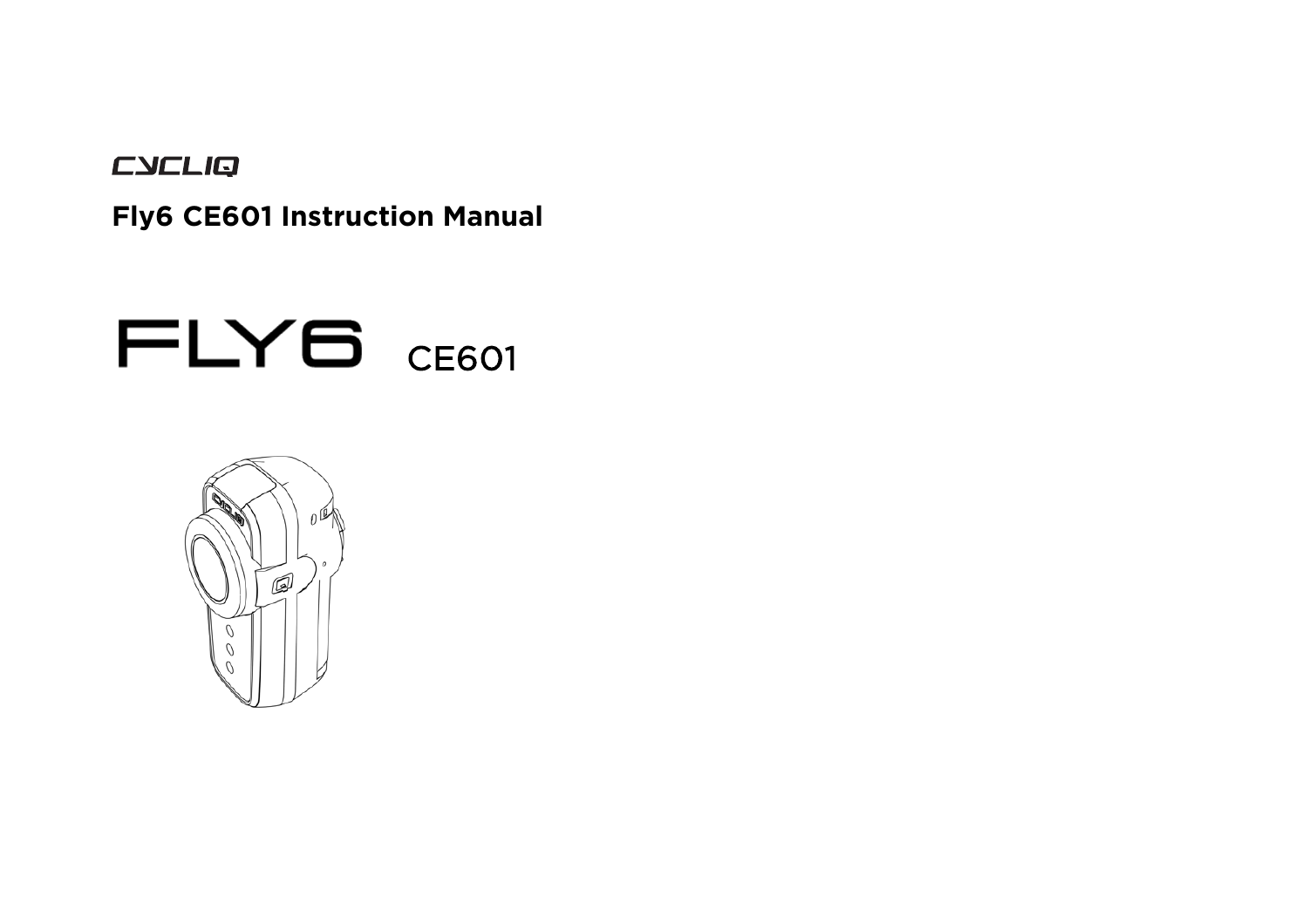CYCLIQ

# Fly6 CE601 Instruction Manual

FLY6 CE601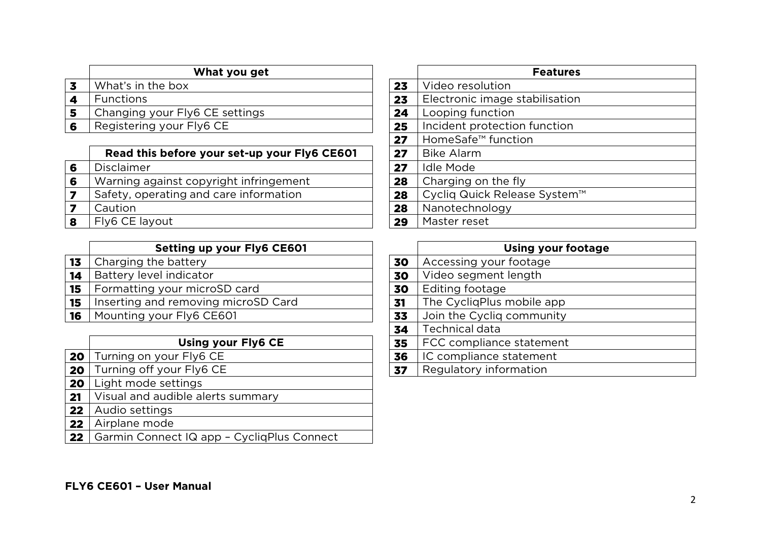| | What you get |
|---|---|
| 3 | What's in the box |
| 4 | Functions |
| 5 | Changing your Fly6 CE settings |
| 6 | Registering your Fly6 CE |

| | Read this before your set-up your Fly6 CE601 |
|---|---|
| 6 | Disclaimer |
| 6 | Warning against copyright infringement |
| 7 | Safety, operating and care information |
| 7 | Caution |
| 8 | Fly6 CE layout |

| | Setting up your Fly6 CE601 |
|---|---|
| 13 | Charging the battery |
| 14 | Battery level indicator |
| 15 | Formatting your microSD card |
| 15 | Inserting and removing microSD Card |
| 16 | Mounting your Fly6 CE601 |

| | Using your Fly6 CE |
|---|---|
| 20 | Turning on your Fly6 CE |
| 20 | Turning off your Fly6 CE |
| 20 | Light mode settings |
| 21 | Visual and audible alerts summary |
| 22 | Audio settings |
| 22 | Airplane mode |
| 22 | Garmin Connect IQ app – CycliqPlus Connect |

| | Features |
|---|---|
| 23 | Video resolution |
| 23 | Electronic image stabilisation |
| 24 | Looping function |
| 25 | Incident protection function |
| 27 | HomeSafe™ function |
| 27 | Bike Alarm |
| 27 | Idle Mode |
| 28 | Charging on the fly |
| 28 | Cycliq Quick Release System™ |
| 28 | Nanotechnology |
| 29 | Master reset |

| | Using your footage |
|---|---|
| 30 | Accessing your footage |
| 30 | Video segment length |
| 30 | Editing footage |
| 31 | The CycliqPlus mobile app |
| 33 | Join the Cycliq community |
| 34 | Technical data |
| 35 | FCC compliance statement |
| 36 | IC compliance statement |
| 37 | Regulatory information |

**FLY6 CE601 – User Manual**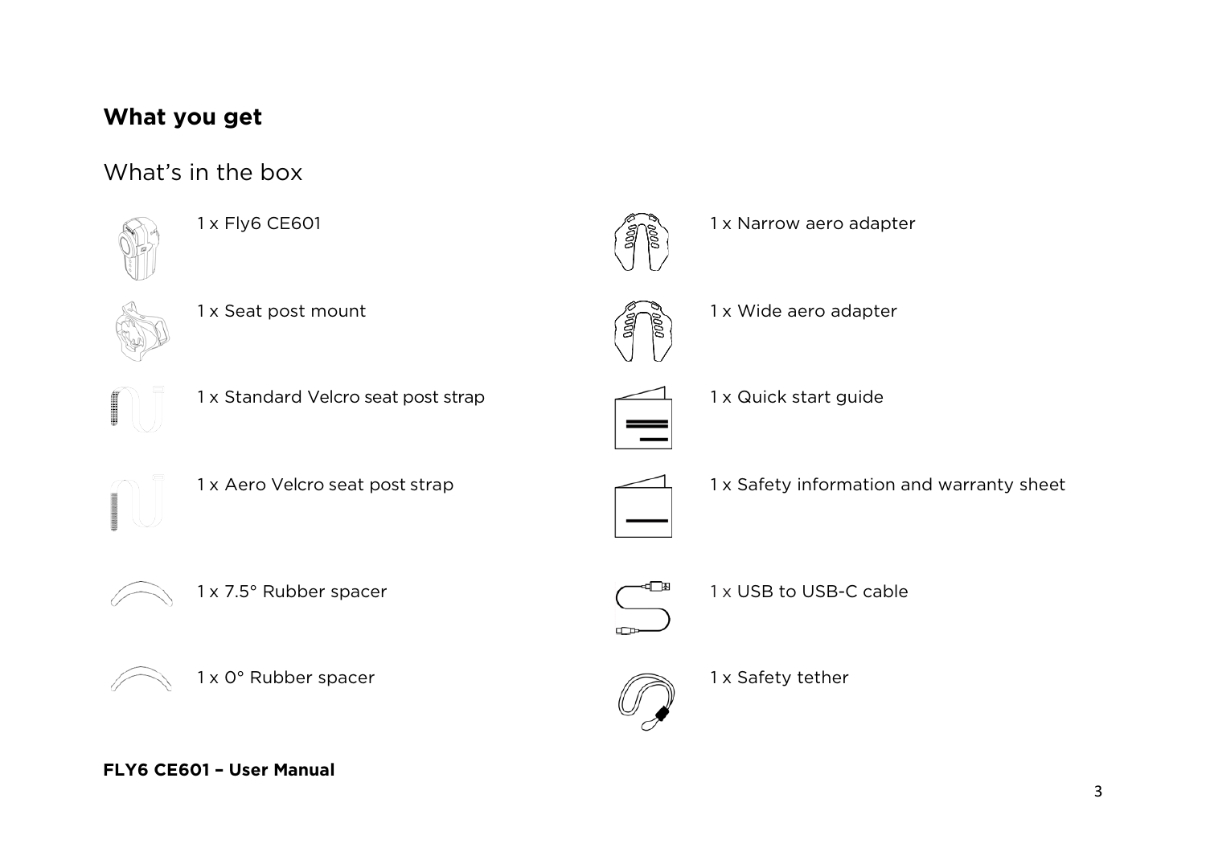## What you get

### What's in the box

- 1 x Fly6 CE601
- 1 x Seat post mount
- 1 x Standard Velcro seat post strap
- 1 x Aero Velcro seat post strap
- 1 x 7.5° Rubber spacer
- 1 x 0° Rubber spacer
- 1 x Narrow aero adapter
- 1 x Wide aero adapter
- 1 x Quick start guide
- 1 x Safety information and warranty sheet
- 1 x USB to USB-C cable
- 1 x Safety tether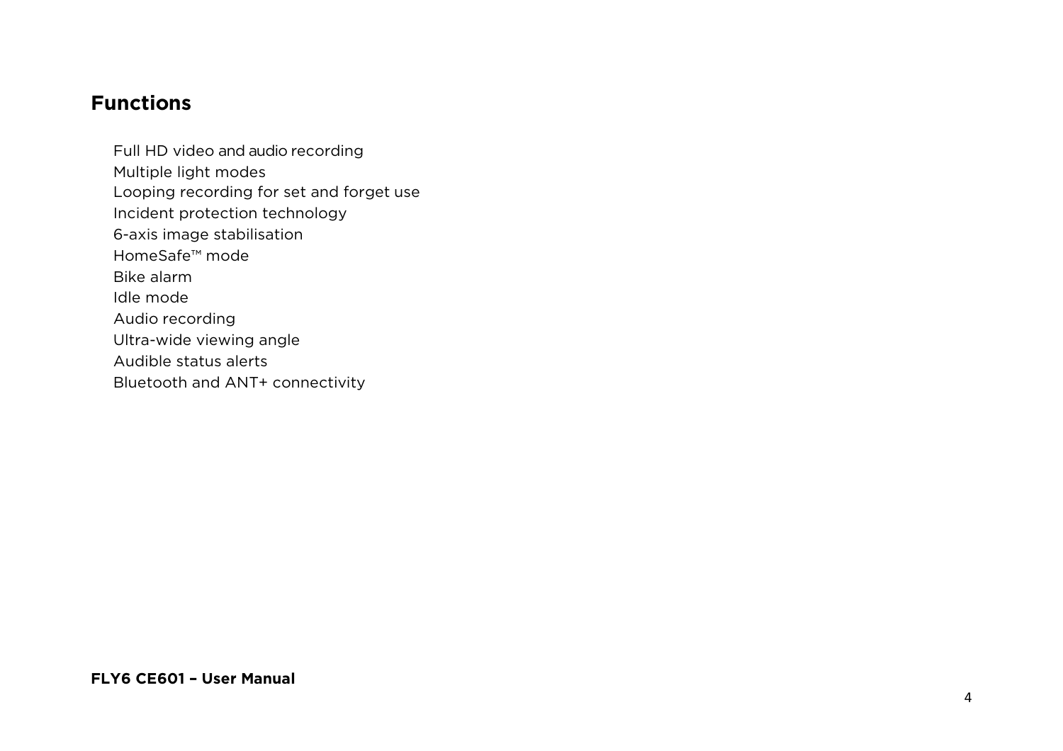# Functions

Full HD video and audio recording
Multiple light modes
Looping recording for set and forget use
Incident protection technology
6-axis image stabilisation
HomeSafe™ mode
Bike alarm
Idle mode
Audio recording
Ultra-wide viewing angle
Audible status alerts
Bluetooth and ANT+ connectivity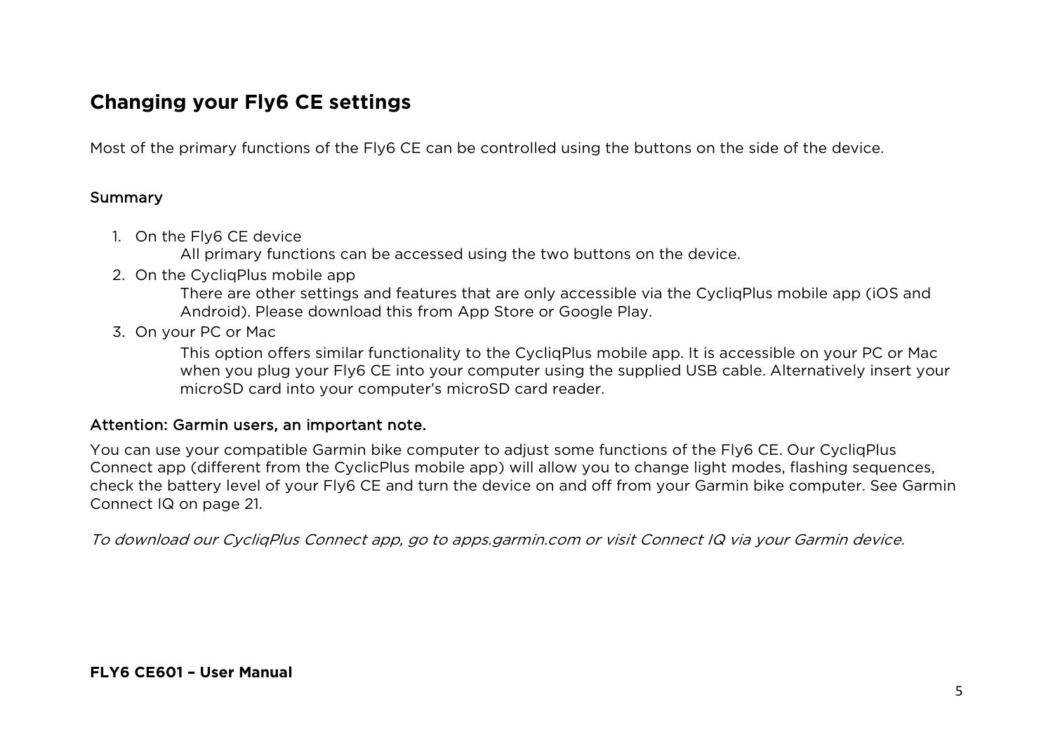## Changing your Fly6 CE settings

Most of the primary functions of the Fly6 CE can be controlled using the buttons on the side of the device.

### Summary

1. On the Fly6 CE device
   All primary functions can be accessed using the two buttons on the device.
2. On the CycliqPlus mobile app
   There are other settings and features that are only accessible via the CycliqPlus mobile app (iOS and Android). Please download this from App Store or Google Play.
3. On your PC or Mac
   This option offers similar functionality to the CycliqPlus mobile app. It is accessible on your PC or Mac when you plug your Fly6 CE into your computer using the supplied USB cable. Alternatively insert your microSD card into your computer's microSD card reader.

### Attention: Garmin users, an important note.

You can use your compatible Garmin bike computer to adjust some functions of the Fly6 CE. Our CycliqPlus Connect app (different from the CyclicPlus mobile app) will allow you to change light modes, flashing sequences, check the battery level of your Fly6 CE and turn the device on and off from your Garmin bike computer. See Garmin Connect IQ on page 21.

*To download our CycliqPlus Connect app, go to apps.garmin.com or visit Connect IQ via your Garmin device.*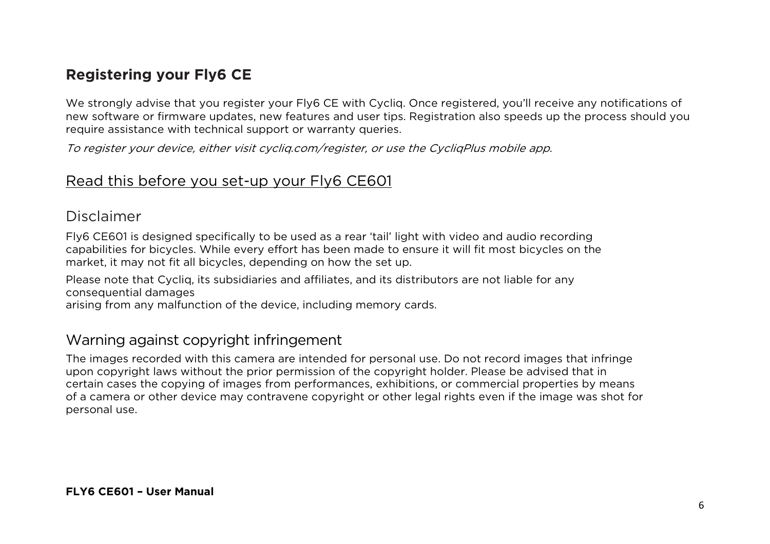## Registering your Fly6 CE

We strongly advise that you register your Fly6 CE with Cycliq. Once registered, you'll receive any notifications of new software or firmware updates, new features and user tips. Registration also speeds up the process should you require assistance with technical support or warranty queries.

*To register your device, either visit cycliq.com/register, or use the CycliqPlus mobile app.*

## Read this before you set-up your Fly6 CE601

### Disclaimer

Fly6 CE601 is designed specifically to be used as a rear 'tail' light with video and audio recording capabilities for bicycles. While every effort has been made to ensure it will fit most bicycles on the market, it may not fit all bicycles, depending on how the set up.

Please note that Cycliq, its subsidiaries and affiliates, and its distributors are not liable for any consequential damages
arising from any malfunction of the device, including memory cards.

### Warning against copyright infringement

The images recorded with this camera are intended for personal use. Do not record images that infringe upon copyright laws without the prior permission of the copyright holder. Please be advised that in certain cases the copying of images from performances, exhibitions, or commercial properties by means of a camera or other device may contravene copyright or other legal rights even if the image was shot for personal use.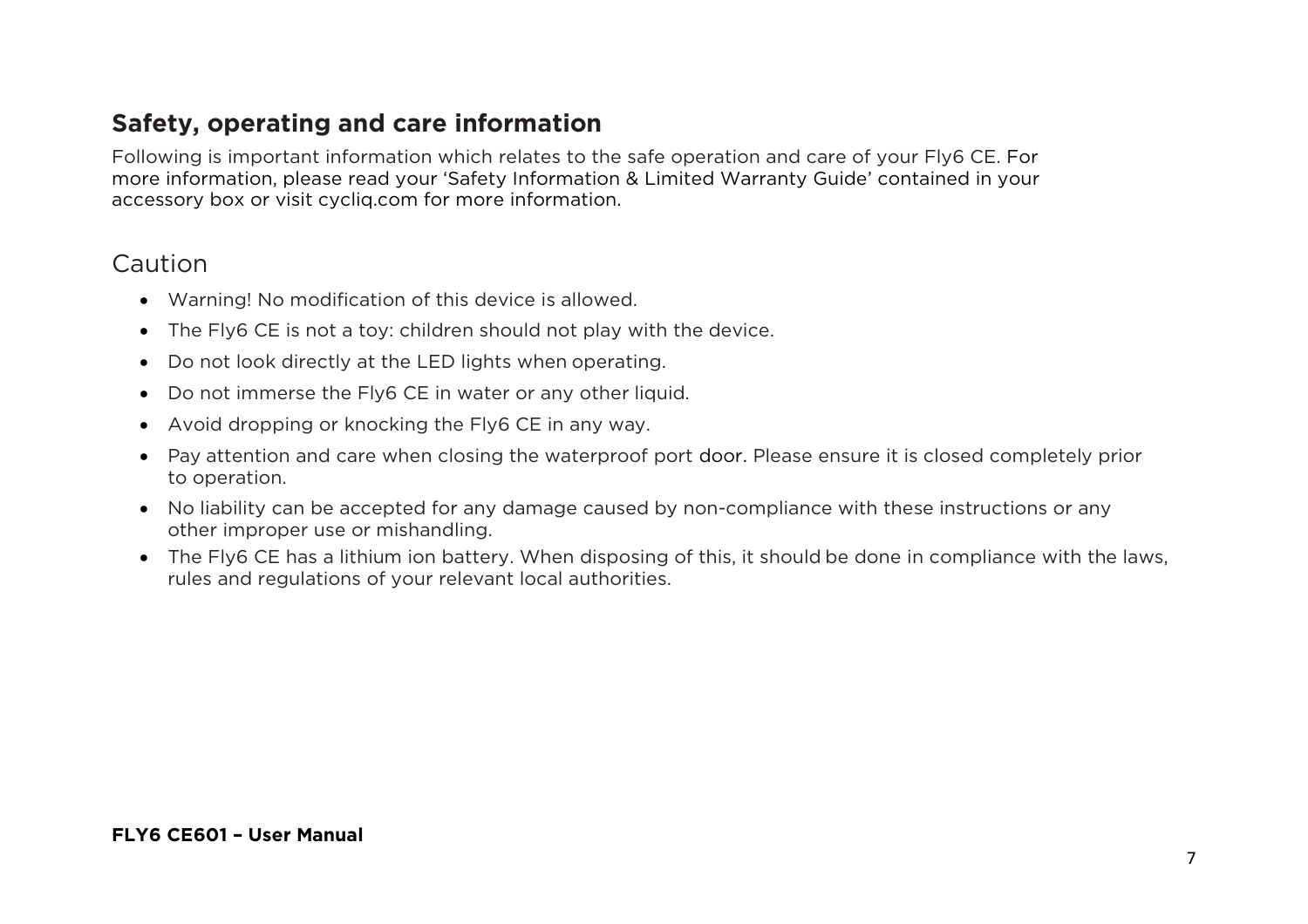## Safety, operating and care information

Following is important information which relates to the safe operation and care of your Fly6 CE. For more information, please read your 'Safety Information & Limited Warranty Guide' contained in your accessory box or visit cycliq.com for more information.

### Caution

- Warning! No modification of this device is allowed.
- The Fly6 CE is not a toy: children should not play with the device.
- Do not look directly at the LED lights when operating.
- Do not immerse the Fly6 CE in water or any other liquid.
- Avoid dropping or knocking the Fly6 CE in any way.
- Pay attention and care when closing the waterproof port door. Please ensure it is closed completely prior to operation.
- No liability can be accepted for any damage caused by non-compliance with these instructions or any other improper use or mishandling.
- The Fly6 CE has a lithium ion battery. When disposing of this, it should be done in compliance with the laws, rules and regulations of your relevant local authorities.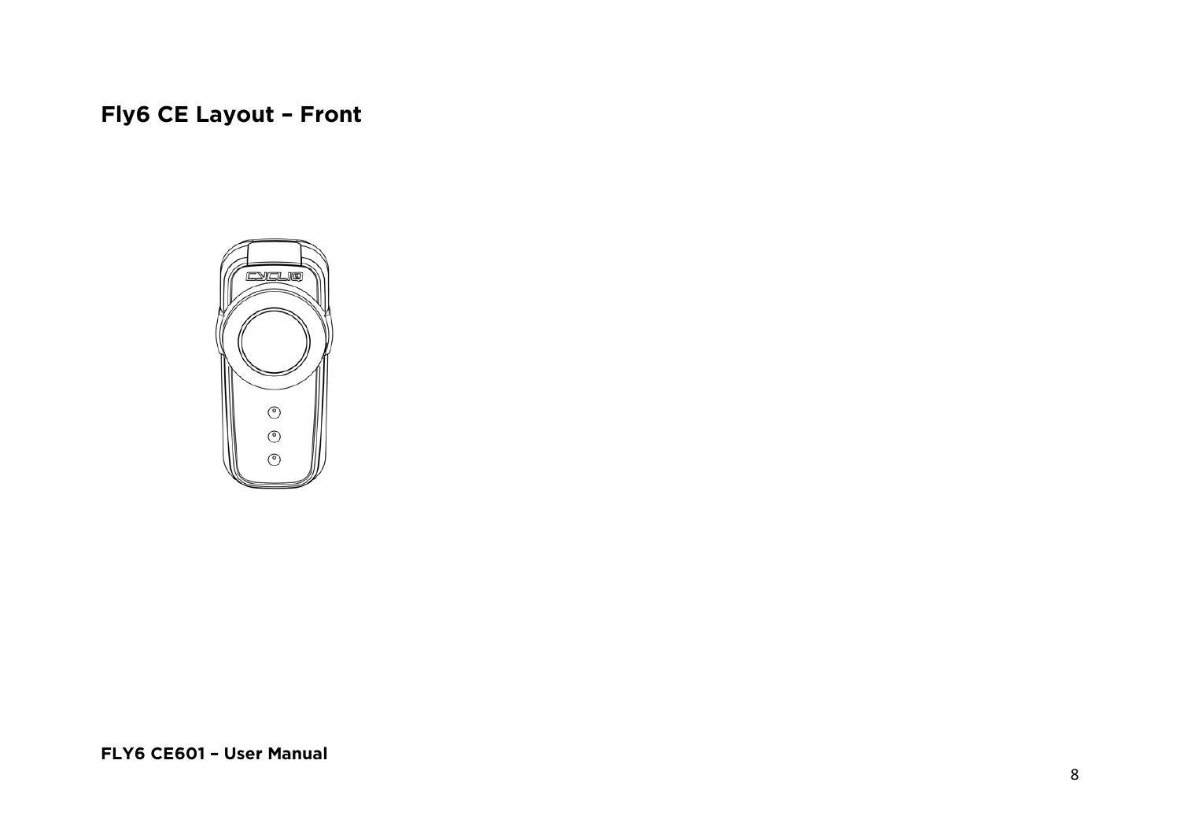## Fly6 CE Layout – Front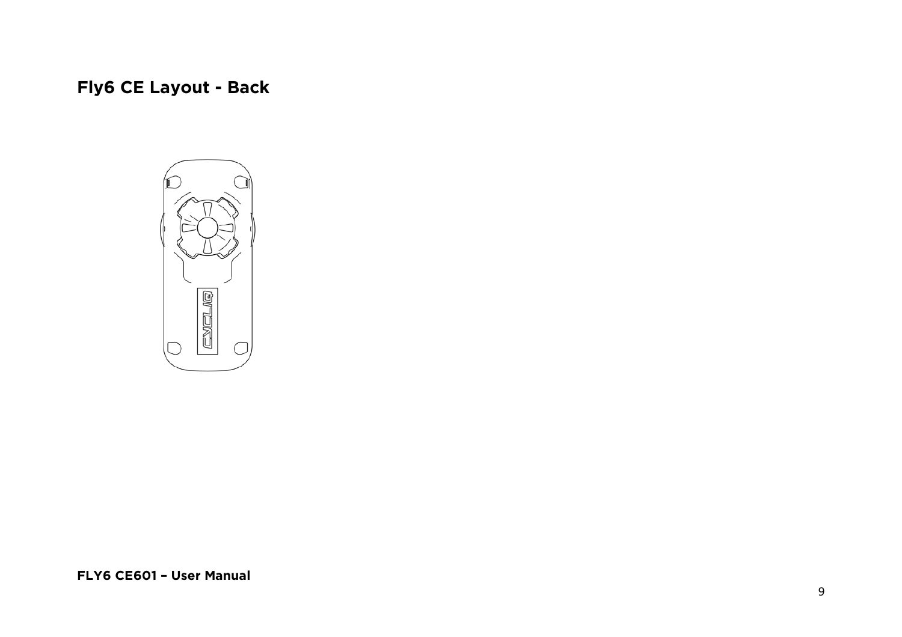## Fly6 CE Layout - Back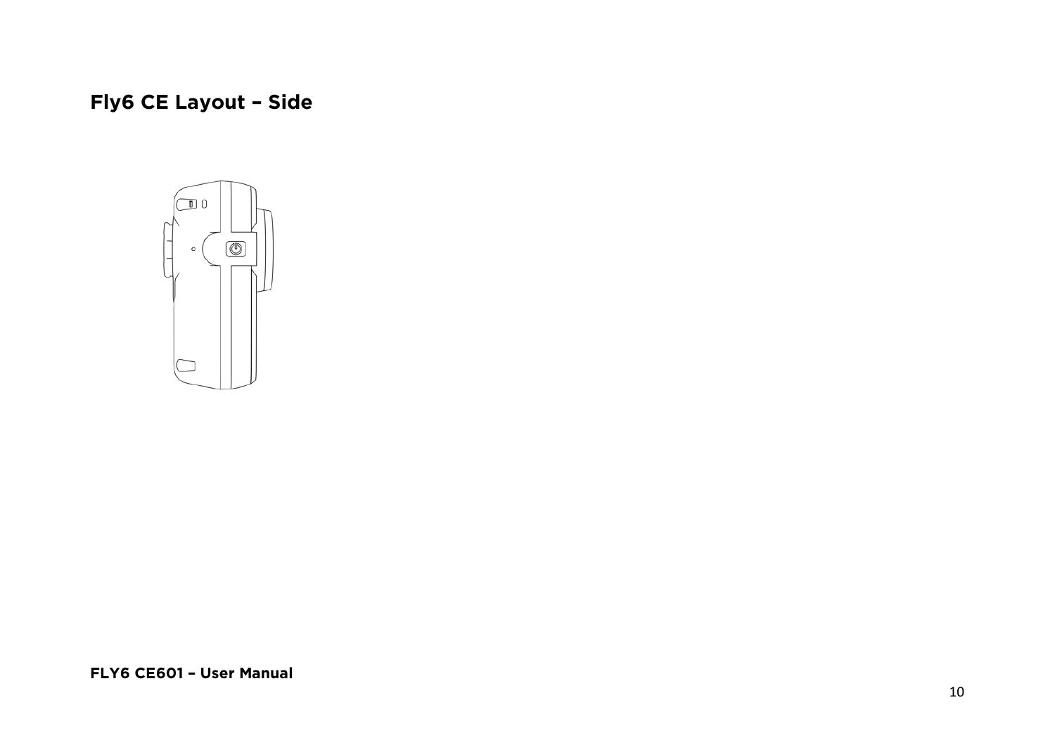# Fly6 CE Layout – Side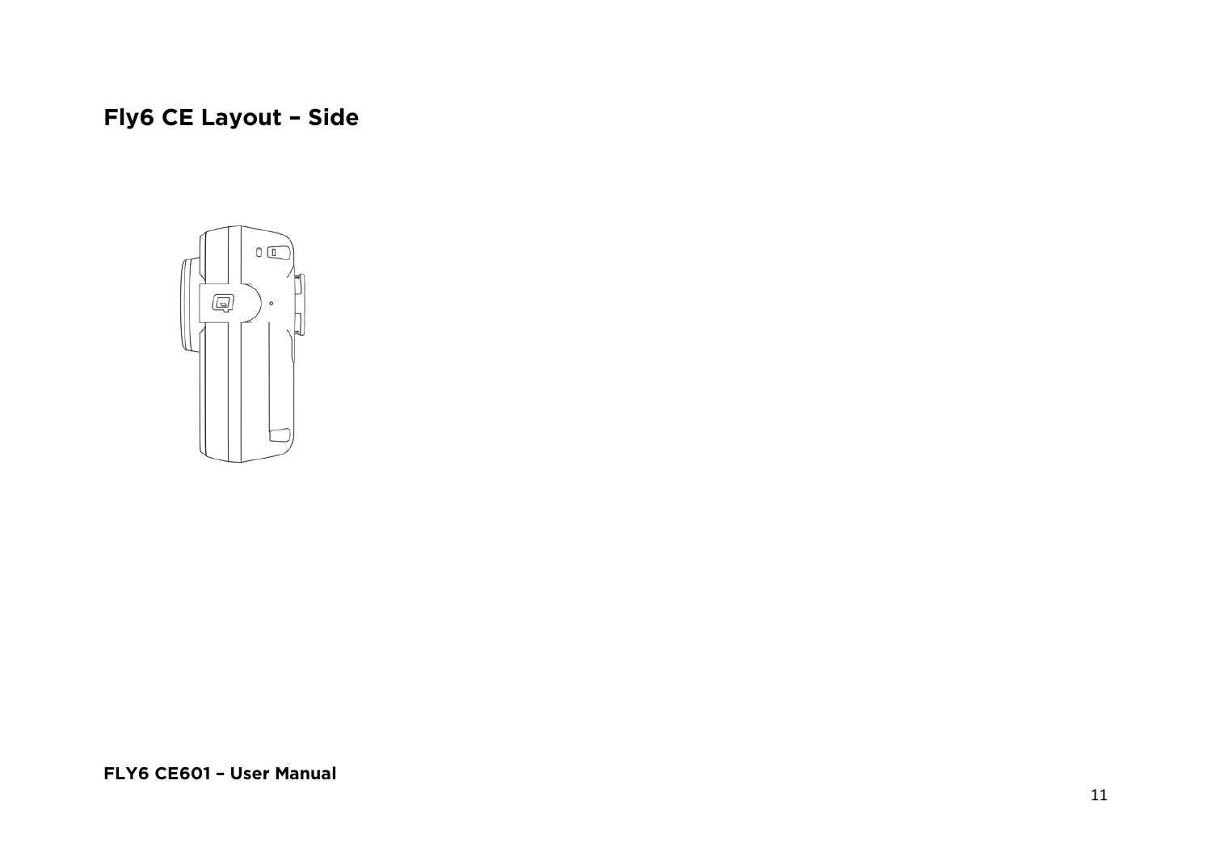## Fly6 CE Layout – Side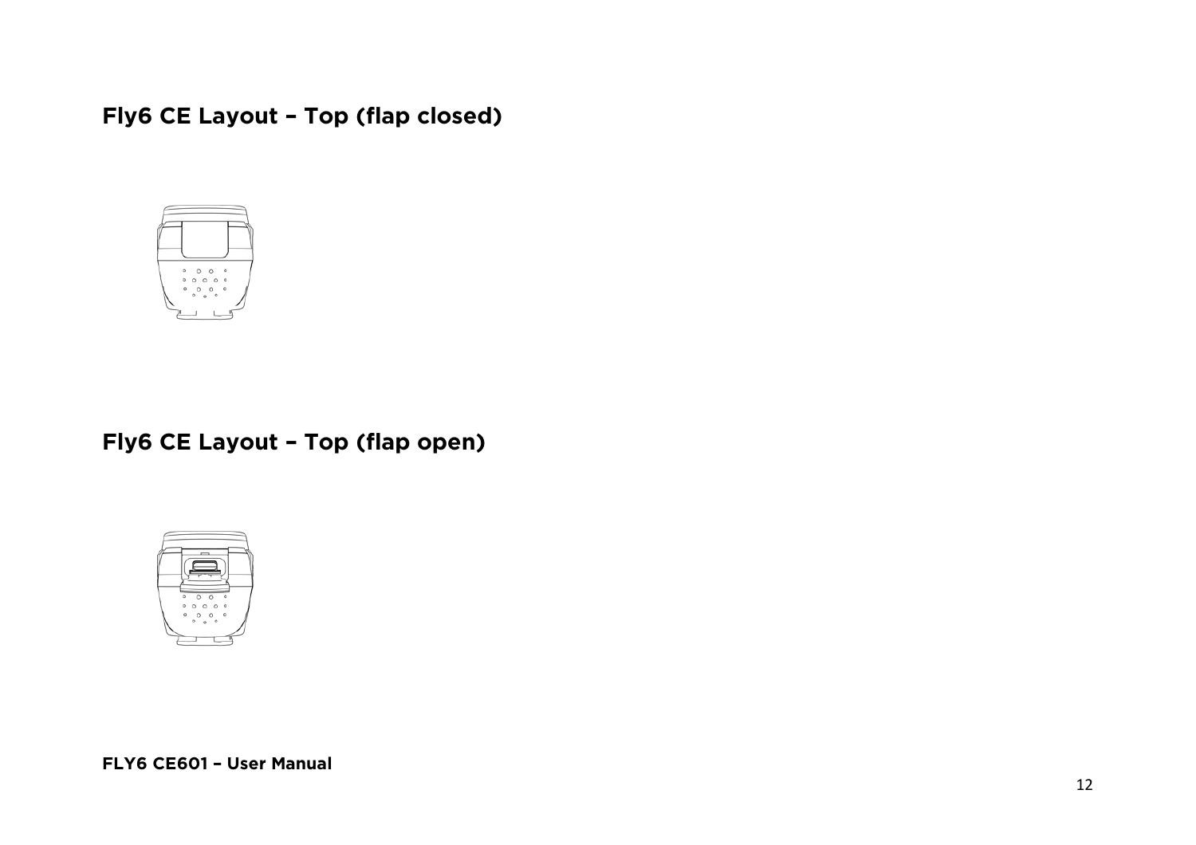## Fly6 CE Layout – Top (flap closed)

## Fly6 CE Layout – Top (flap open)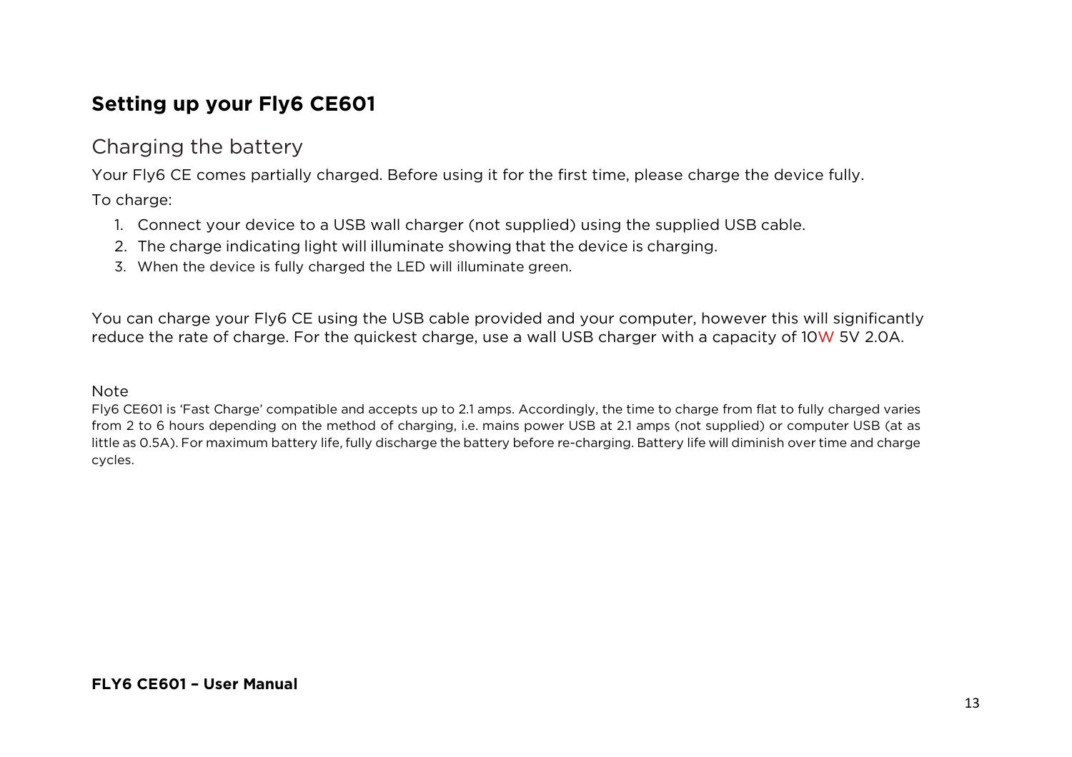## Setting up your Fly6 CE601

### Charging the battery

Your Fly6 CE comes partially charged. Before using it for the first time, please charge the device fully.

To charge:

1. Connect your device to a USB wall charger (not supplied) using the supplied USB cable.
2. The charge indicating light will illuminate showing that the device is charging.
3. When the device is fully charged the LED will illuminate green.

You can charge your Fly6 CE using the USB cable provided and your computer, however this will significantly reduce the rate of charge. For the quickest charge, use a wall USB charger with a capacity of 10W 5V 2.0A.

Note

Fly6 CE601 is 'Fast Charge' compatible and accepts up to 2.1 amps. Accordingly, the time to charge from flat to fully charged varies from 2 to 6 hours depending on the method of charging, i.e. mains power USB at 2.1 amps (not supplied) or computer USB (at as little as 0.5A). For maximum battery life, fully discharge the battery before re-charging. Battery life will diminish over time and charge cycles.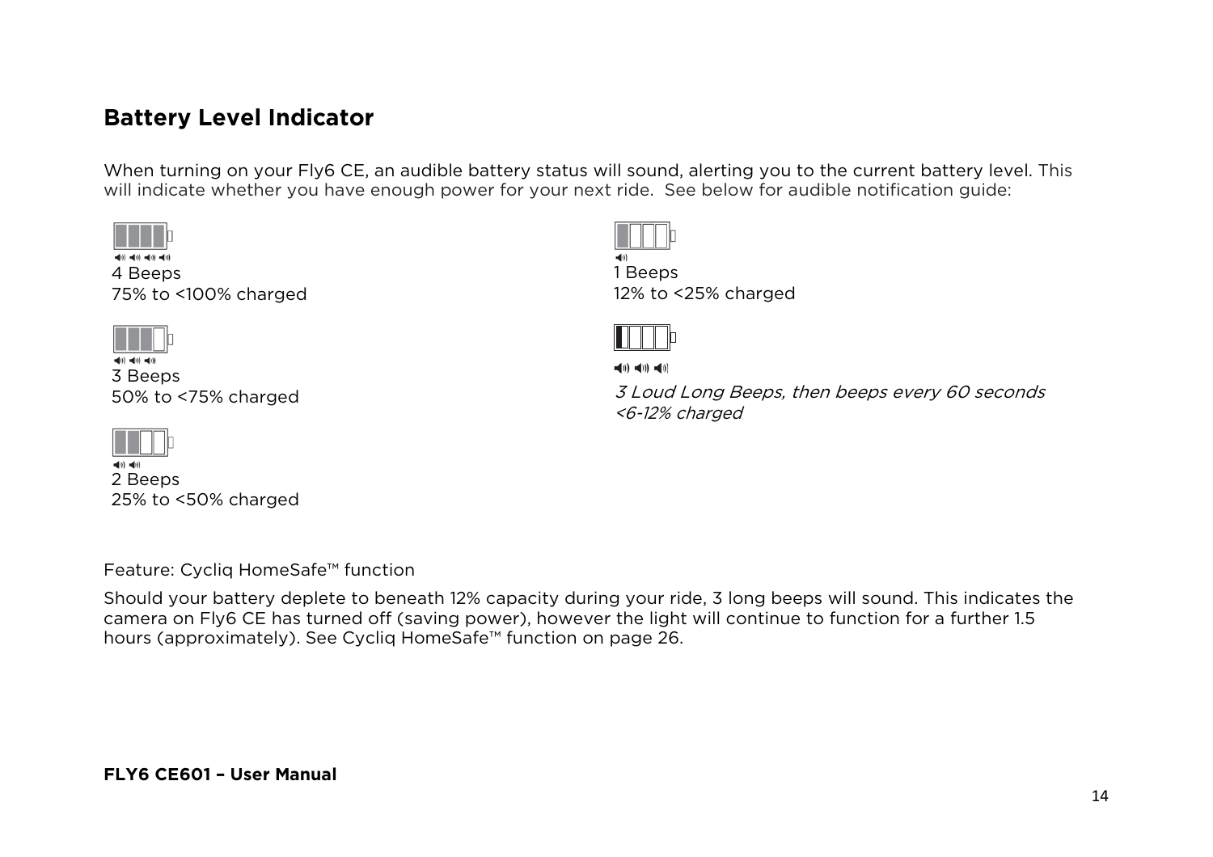## Battery Level Indicator

When turning on your Fly6 CE, an audible battery status will sound, alerting you to the current battery level. This will indicate whether you have enough power for your next ride. See below for audible notification guide:

4 Beeps
75% to <100% charged

3 Beeps
50% to <75% charged

2 Beeps
25% to <50% charged

1 Beeps
12% to <25% charged

*3 Loud Long Beeps, then beeps every 60 seconds*
*<6-12% charged*

Feature: Cycliq HomeSafe™ function

Should your battery deplete to beneath 12% capacity during your ride, 3 long beeps will sound. This indicates the camera on Fly6 CE has turned off (saving power), however the light will continue to function for a further 1.5 hours (approximately). See Cycliq HomeSafe™ function on page 26.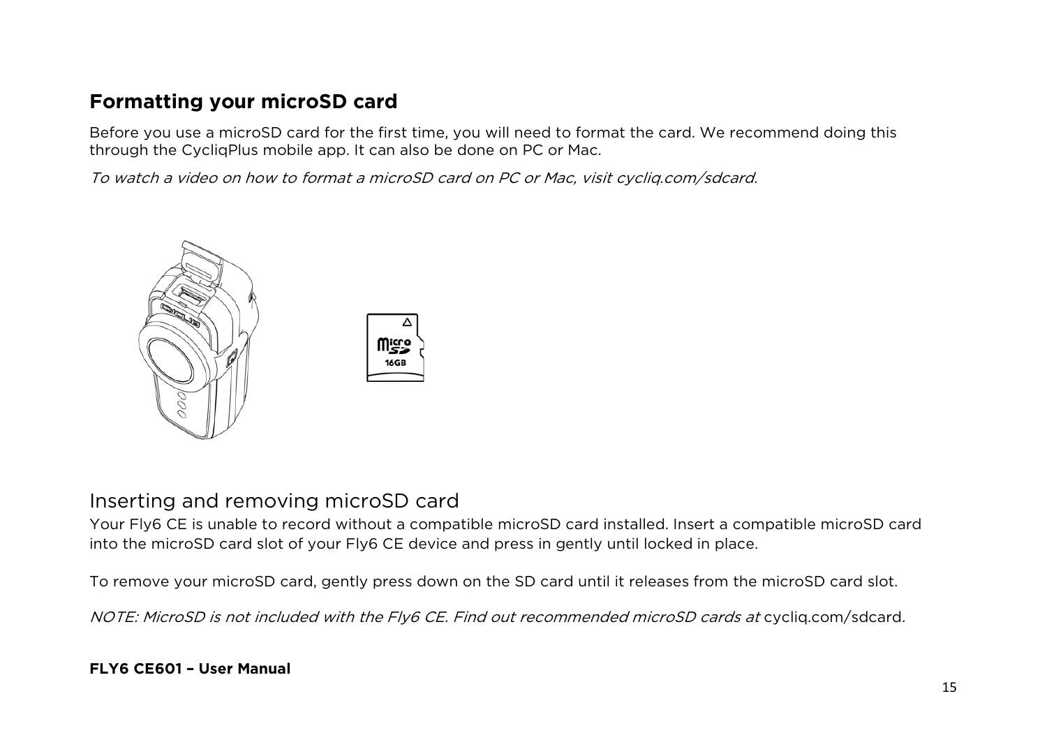## Formatting your microSD card

Before you use a microSD card for the first time, you will need to format the card. We recommend doing this through the CycliqPlus mobile app. It can also be done on PC or Mac.

*To watch a video on how to format a microSD card on PC or Mac, visit cycliq.com/sdcard.*

## Inserting and removing microSD card

Your Fly6 CE is unable to record without a compatible microSD card installed. Insert a compatible microSD card into the microSD card slot of your Fly6 CE device and press in gently until locked in place.

To remove your microSD card, gently press down on the SD card until it releases from the microSD card slot.

*NOTE: MicroSD is not included with the Fly6 CE. Find out recommended microSD cards at* cycliq.com/sdcard*.*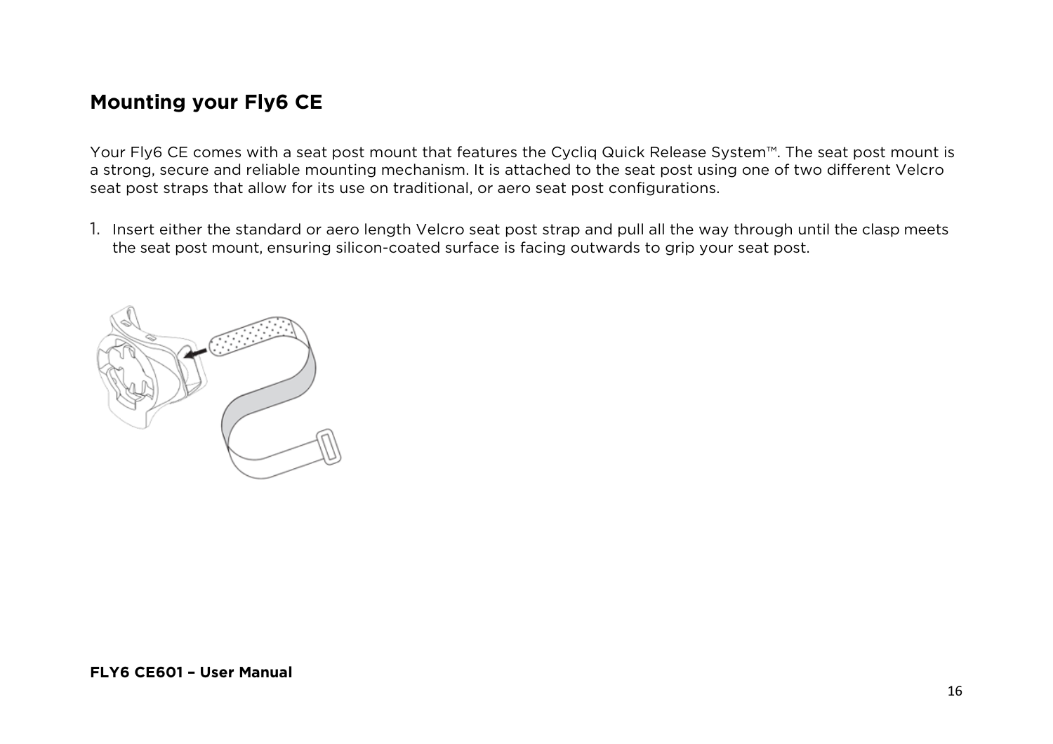## Mounting your Fly6 CE

Your Fly6 CE comes with a seat post mount that features the Cycliq Quick Release System™. The seat post mount is a strong, secure and reliable mounting mechanism. It is attached to the seat post using one of two different Velcro seat post straps that allow for its use on traditional, or aero seat post configurations.

1. Insert either the standard or aero length Velcro seat post strap and pull all the way through until the clasp meets the seat post mount, ensuring silicon-coated surface is facing outwards to grip your seat post.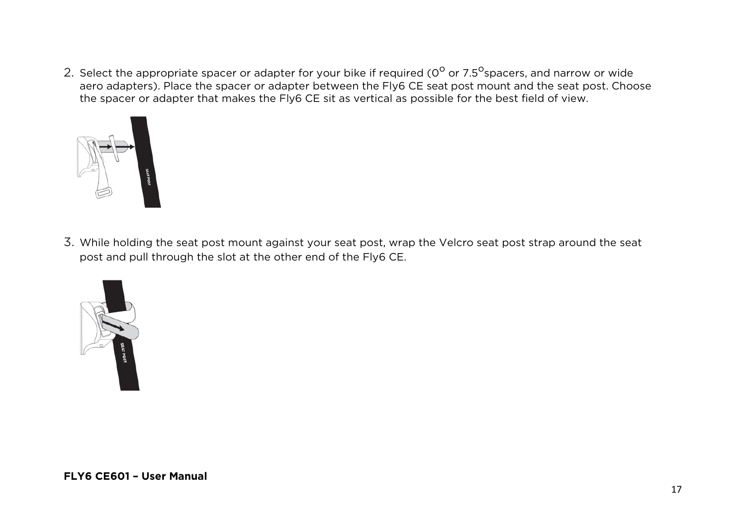2. Select the appropriate spacer or adapter for your bike if required ($0^{O}$ or $7.5^{O}$spacers, and narrow or wide aero adapters). Place the spacer or adapter between the Fly6 CE seat post mount and the seat post. Choose the spacer or adapter that makes the Fly6 CE sit as vertical as possible for the best field of view.

3. While holding the seat post mount against your seat post, wrap the Velcro seat post strap around the seat post and pull through the slot at the other end of the Fly6 CE.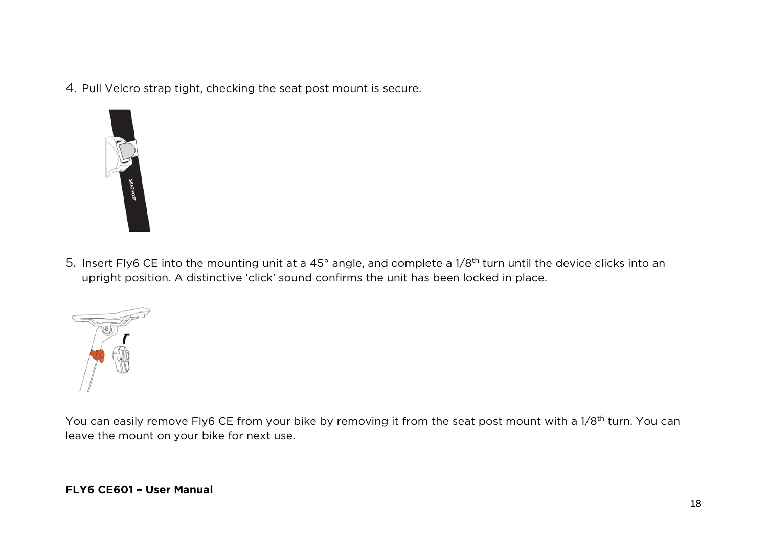4. Pull Velcro strap tight, checking the seat post mount is secure.

5. Insert Fly6 CE into the mounting unit at a 45° angle, and complete a 1/8$^{th}$ turn until the device clicks into an upright position. A distinctive 'click' sound confirms the unit has been locked in place.

You can easily remove Fly6 CE from your bike by removing it from the seat post mount with a 1/8$^{th}$ turn. You can leave the mount on your bike for next use.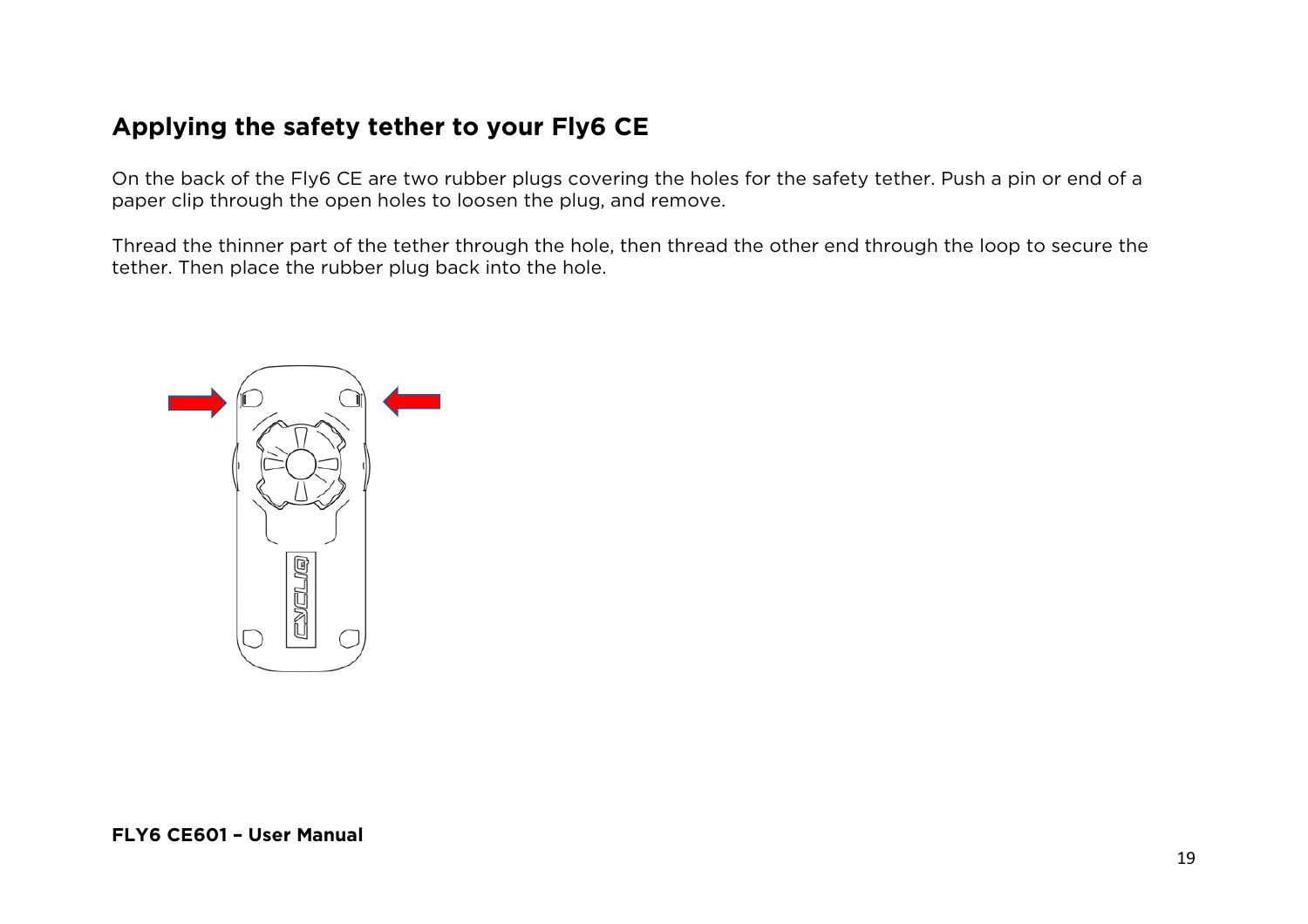## Applying the safety tether to your Fly6 CE

On the back of the Fly6 CE are two rubber plugs covering the holes for the safety tether. Push a pin or end of a paper clip through the open holes to loosen the plug, and remove.

Thread the thinner part of the tether through the hole, then thread the other end through the loop to secure the tether. Then place the rubber plug back into the hole.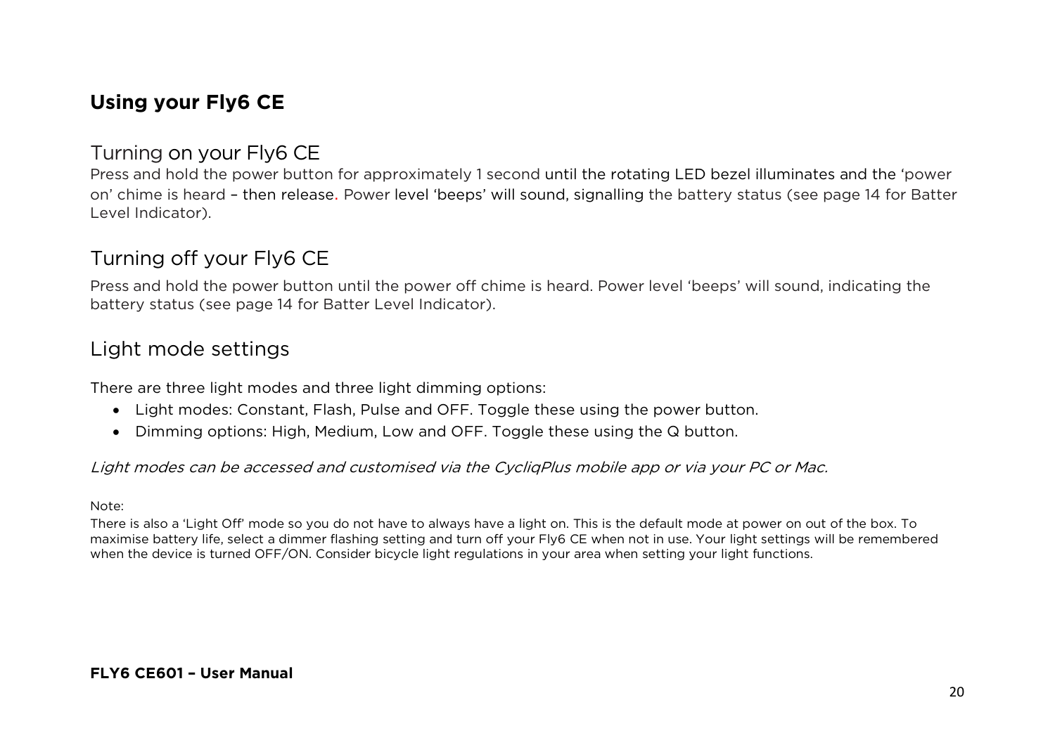# Using your Fly6 CE

## Turning on your Fly6 CE

Press and hold the power button for approximately 1 second until the rotating LED bezel illuminates and the 'power on' chime is heard – then release. Power level 'beeps' will sound, signalling the battery status (see page 14 for Batter Level Indicator).

## Turning off your Fly6 CE

Press and hold the power button until the power off chime is heard. Power level 'beeps' will sound, indicating the battery status (see page 14 for Batter Level Indicator).

## Light mode settings

There are three light modes and three light dimming options:

- Light modes: Constant, Flash, Pulse and OFF. Toggle these using the power button.
- Dimming options: High, Medium, Low and OFF. Toggle these using the Q button.

*Light modes can be accessed and customised via the CycliqPlus mobile app or via your PC or Mac.*

Note:

There is also a 'Light Off' mode so you do not have to always have a light on. This is the default mode at power on out of the box. To maximise battery life, select a dimmer flashing setting and turn off your Fly6 CE when not in use. Your light settings will be remembered when the device is turned OFF/ON. Consider bicycle light regulations in your area when setting your light functions.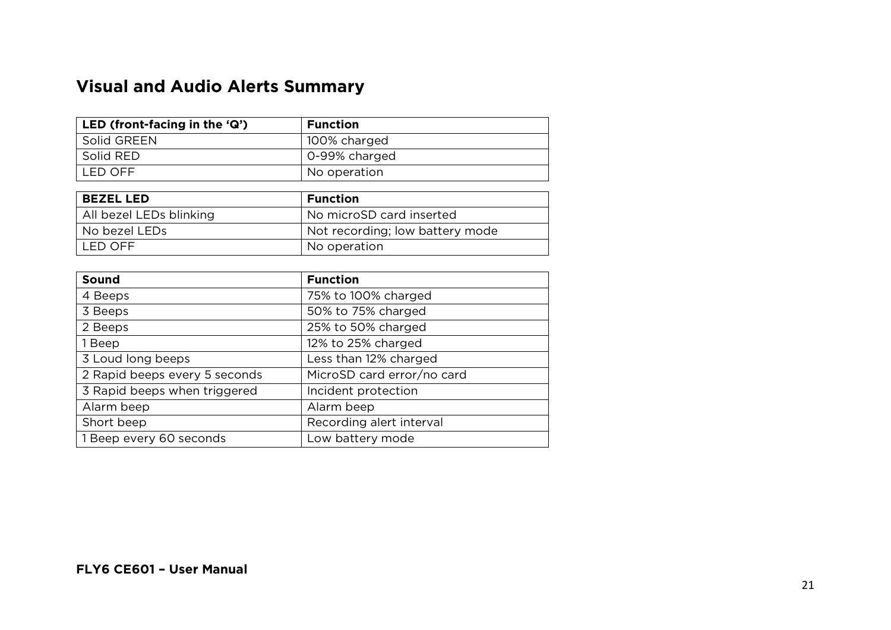## Visual and Audio Alerts Summary

| **LED (front-facing in the 'Q')** | **Function** |
|---|---|
| Solid GREEN | 100% charged |
| Solid RED | 0-99% charged |
| LED OFF | No operation |

| **BEZEL LED** | **Function** |
|---|---|
| All bezel LEDs blinking | No microSD card inserted |
| No bezel LEDs | Not recording; low battery mode |
| LED OFF | No operation |

| **Sound** | **Function** |
|---|---|
| 4 Beeps | 75% to 100% charged |
| 3 Beeps | 50% to 75% charged |
| 2 Beeps | 25% to 50% charged |
| 1 Beep | 12% to 25% charged |
| 3 Loud long beeps | Less than 12% charged |
| 2 Rapid beeps every 5 seconds | MicroSD card error/no card |
| 3 Rapid beeps when triggered | Incident protection |
| Alarm beep | Alarm beep |
| Short beep | Recording alert interval |
| 1 Beep every 60 seconds | Low battery mode |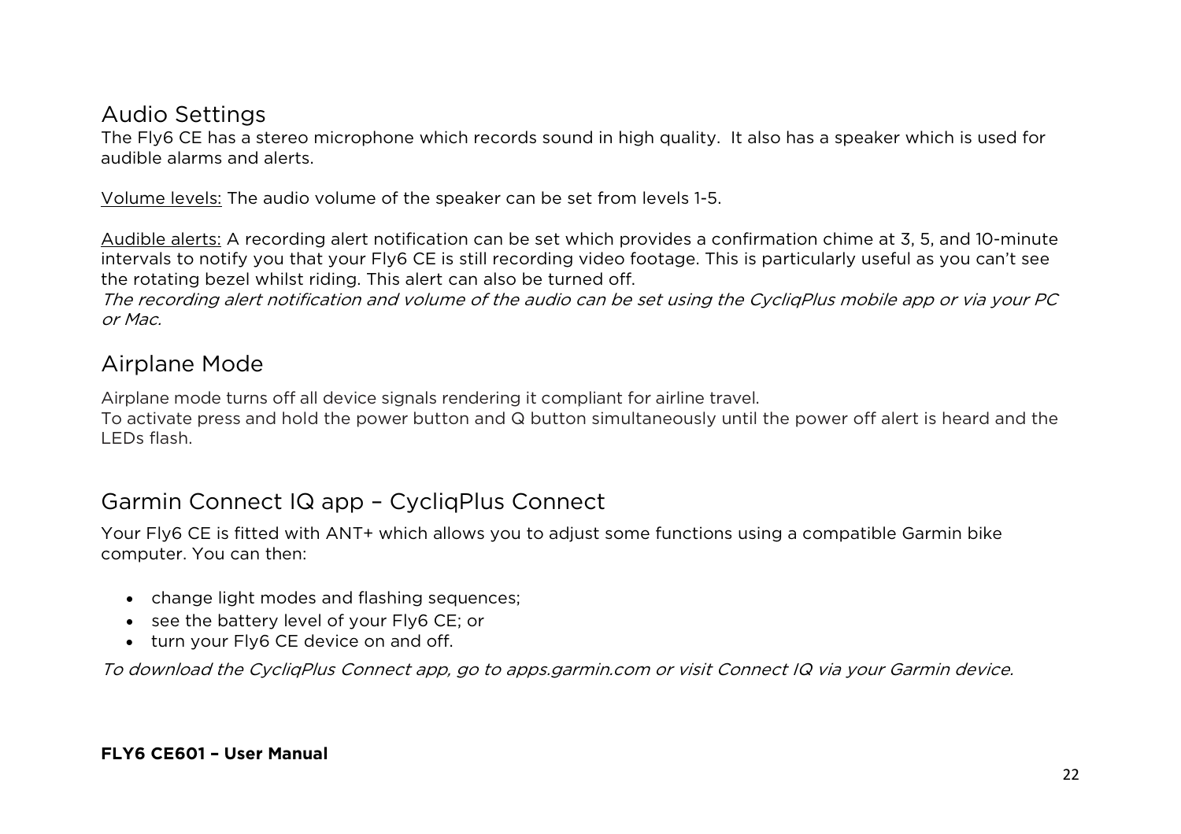## Audio Settings

The Fly6 CE has a stereo microphone which records sound in high quality.  It also has a speaker which is used for audible alarms and alerts.

Volume levels: The audio volume of the speaker can be set from levels 1-5.

Audible alerts: A recording alert notification can be set which provides a confirmation chime at 3, 5, and 10-minute intervals to notify you that your Fly6 CE is still recording video footage. This is particularly useful as you can't see the rotating bezel whilst riding. This alert can also be turned off.
*The recording alert notification and volume of the audio can be set using the CycliqPlus mobile app or via your PC or Mac.*

## Airplane Mode

Airplane mode turns off all device signals rendering it compliant for airline travel.
To activate press and hold the power button and Q button simultaneously until the power off alert is heard and the LEDs flash.

## Garmin Connect IQ app – CycliqPlus Connect

Your Fly6 CE is fitted with ANT+ which allows you to adjust some functions using a compatible Garmin bike computer. You can then:

- change light modes and flashing sequences;
- see the battery level of your Fly6 CE; or
- turn your Fly6 CE device on and off.

*To download the CycliqPlus Connect app, go to apps.garmin.com or visit Connect IQ via your Garmin device.*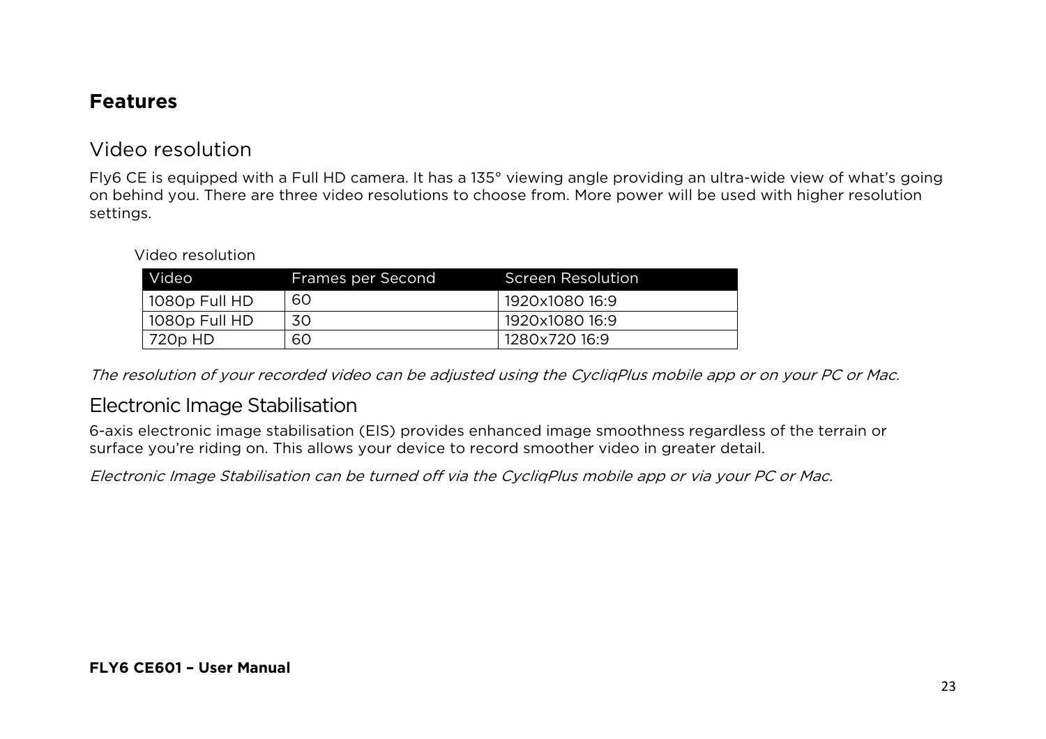## Features

### Video resolution

Fly6 CE is equipped with a Full HD camera. It has a 135° viewing angle providing an ultra-wide view of what's going on behind you. There are three video resolutions to choose from. More power will be used with higher resolution settings.

Video resolution

| Video | Frames per Second | Screen Resolution |
|---|---|---|
| 1080p Full HD | 60 | 1920x1080 16:9 |
| 1080p Full HD | 30 | 1920x1080 16:9 |
| 720p HD | 60 | 1280x720 16:9 |

*The resolution of your recorded video can be adjusted using the CycliqPlus mobile app or on your PC or Mac.*

### Electronic Image Stabilisation

6-axis electronic image stabilisation (EIS) provides enhanced image smoothness regardless of the terrain or surface you're riding on. This allows your device to record smoother video in greater detail.

*Electronic Image Stabilisation can be turned off via the CycliqPlus mobile app or via your PC or Mac.*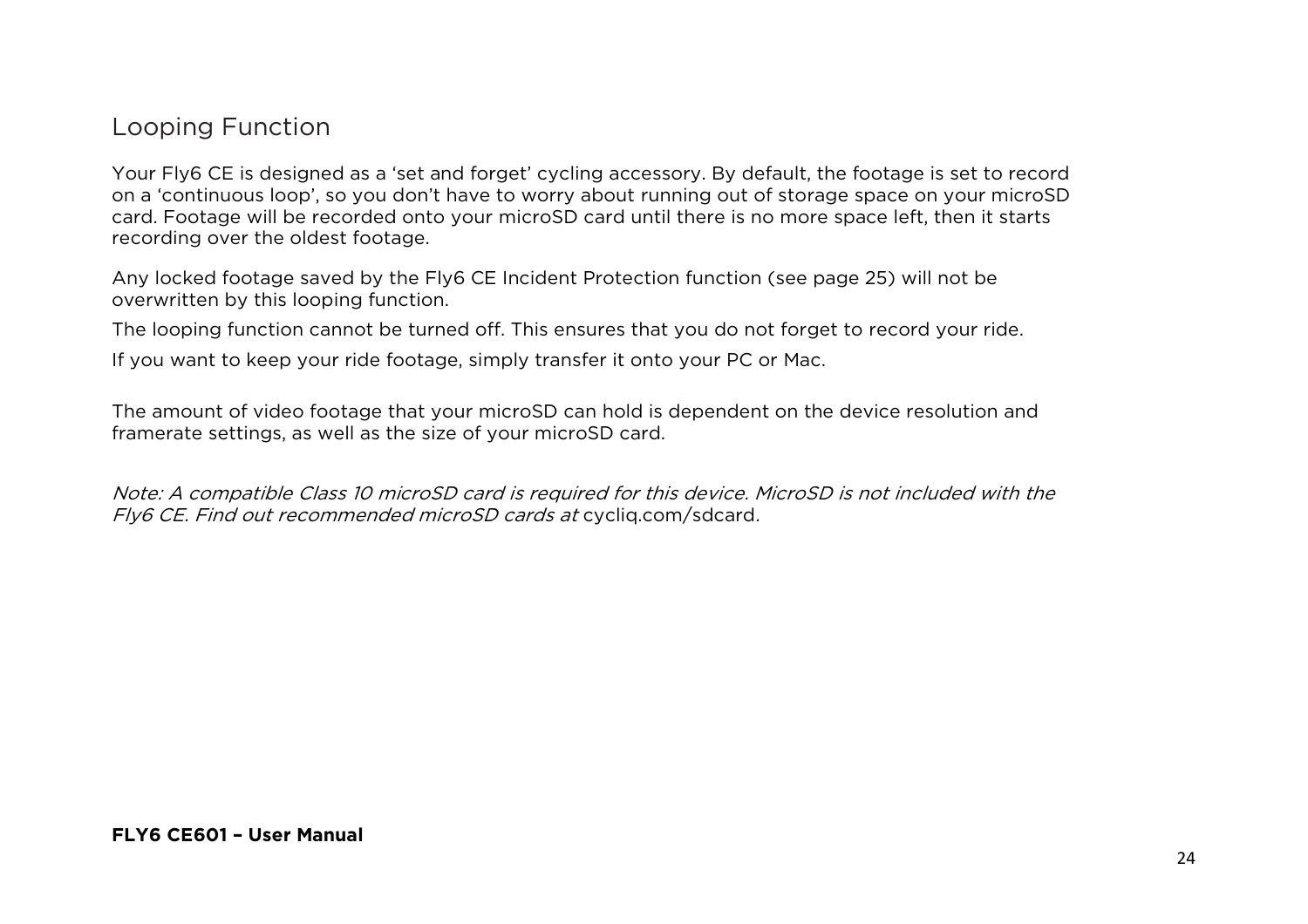## Looping Function

Your Fly6 CE is designed as a ‘set and forget’ cycling accessory. By default, the footage is set to record on a ‘continuous loop’, so you don’t have to worry about running out of storage space on your microSD card. Footage will be recorded onto your microSD card until there is no more space left, then it starts recording over the oldest footage.

Any locked footage saved by the Fly6 CE Incident Protection function (see page 25) will not be overwritten by this looping function.

The looping function cannot be turned off. This ensures that you do not forget to record your ride.

If you want to keep your ride footage, simply transfer it onto your PC or Mac.

The amount of video footage that your microSD can hold is dependent on the device resolution and framerate settings, as well as the size of your microSD card.

*Note: A compatible Class 10 microSD card is required for this device. MicroSD is not included with the Fly6 CE. Find out recommended microSD cards at* cycliq.com/sdcard*.*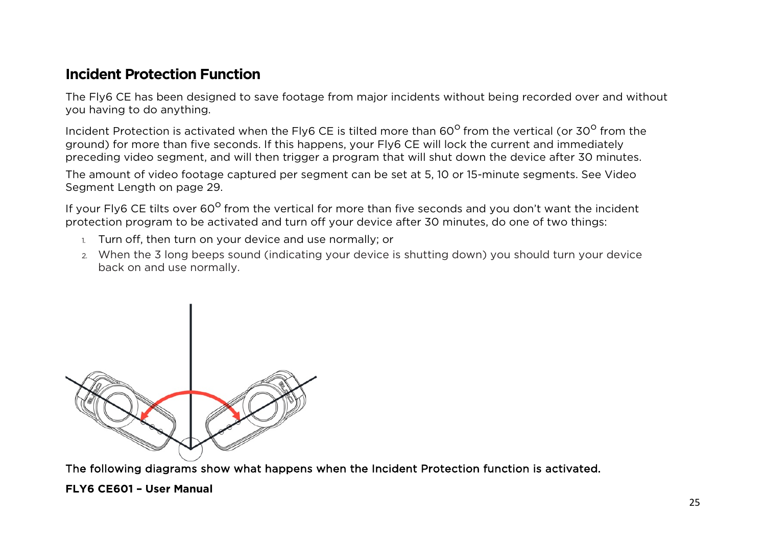## Incident Protection Function

The Fly6 CE has been designed to save footage from major incidents without being recorded over and without you having to do anything.

Incident Protection is activated when the Fly6 CE is tilted more than 60° from the vertical (or 30° from the ground) for more than five seconds. If this happens, your Fly6 CE will lock the current and immediately preceding video segment, and will then trigger a program that will shut down the device after 30 minutes.

The amount of video footage captured per segment can be set at 5, 10 or 15-minute segments. See Video Segment Length on page 29.

If your Fly6 CE tilts over 60° from the vertical for more than five seconds and you don't want the incident protection program to be activated and turn off your device after 30 minutes, do one of two things:

1. Turn off, then turn on your device and use normally; or
2. When the 3 long beeps sound (indicating your device is shutting down) you should turn your device back on and use normally.

The following diagrams show what happens when the Incident Protection function is activated.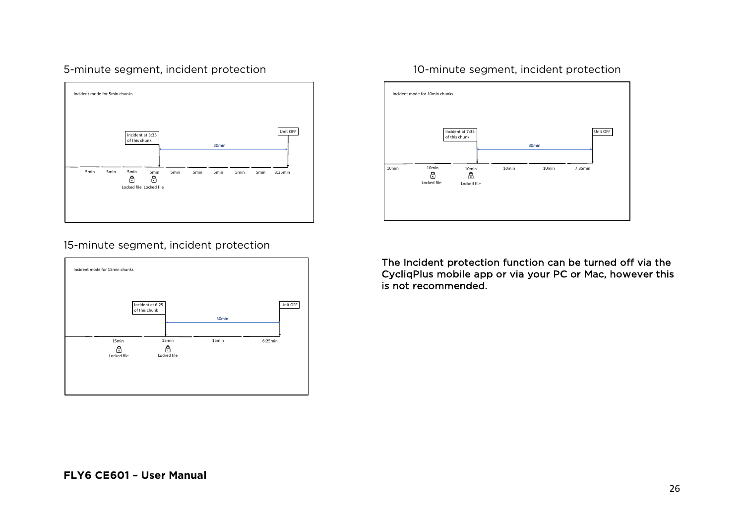5-minute segment, incident protection

Incident mode for 5min chunks

Incident at 3:35 of this chunk

Unit OFF

30min

5min 5min 5min 5min 5min 5min 5min 5min 5min 3:35min

Locked file Locked file

10-minute segment, incident protection

Incident mode for 10min chunks

Incident at 7:35 of this chunk

Unit OFF

30min

10min 10min 10min 10min 10min 7:35min

Locked file Locked file

15-minute segment, incident protection

Incident mode for 15min chunks

Incident at 6:25 of this chunk

Unit OFF

30min

15min 15min 15min 6:25min

Locked file Locked file

The Incident protection function can be turned off via the CycliqPlus mobile app or via your PC or Mac, however this is not recommended.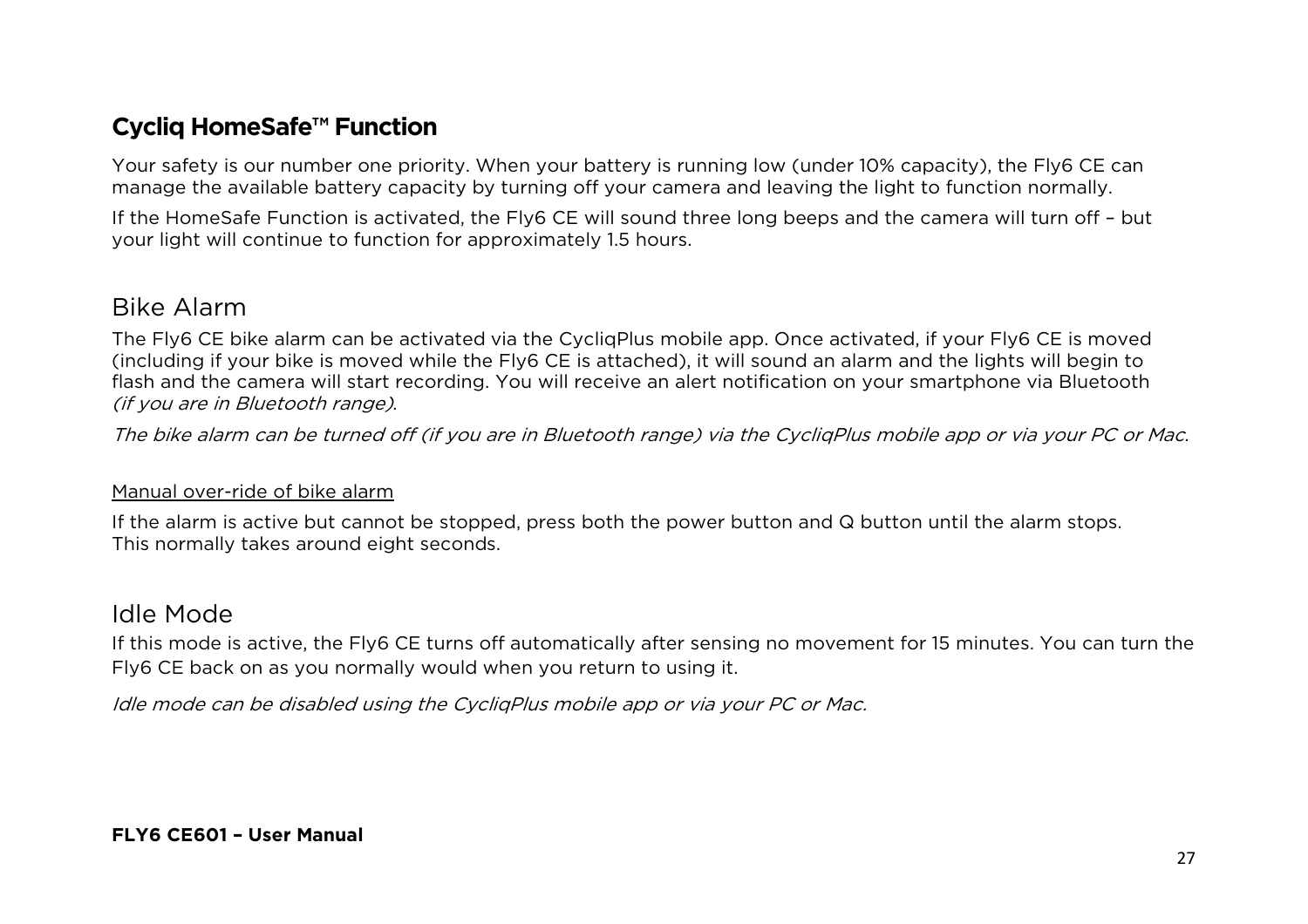## Cycliq HomeSafe™ Function

Your safety is our number one priority. When your battery is running low (under 10% capacity), the Fly6 CE can manage the available battery capacity by turning off your camera and leaving the light to function normally.

If the HomeSafe Function is activated, the Fly6 CE will sound three long beeps and the camera will turn off – but your light will continue to function for approximately 1.5 hours.

## Bike Alarm

The Fly6 CE bike alarm can be activated via the CycliqPlus mobile app. Once activated, if your Fly6 CE is moved (including if your bike is moved while the Fly6 CE is attached), it will sound an alarm and the lights will begin to flash and the camera will start recording. You will receive an alert notification on your smartphone via Bluetooth *(if you are in Bluetooth range)*.

*The bike alarm can be turned off (if you are in Bluetooth range) via the CycliqPlus mobile app or via your PC or Mac.*

<u>Manual over-ride of bike alarm</u>

If the alarm is active but cannot be stopped, press both the power button and Q button until the alarm stops. This normally takes around eight seconds.

## Idle Mode

If this mode is active, the Fly6 CE turns off automatically after sensing no movement for 15 minutes. You can turn the Fly6 CE back on as you normally would when you return to using it.

*Idle mode can be disabled using the CycliqPlus mobile app or via your PC or Mac.*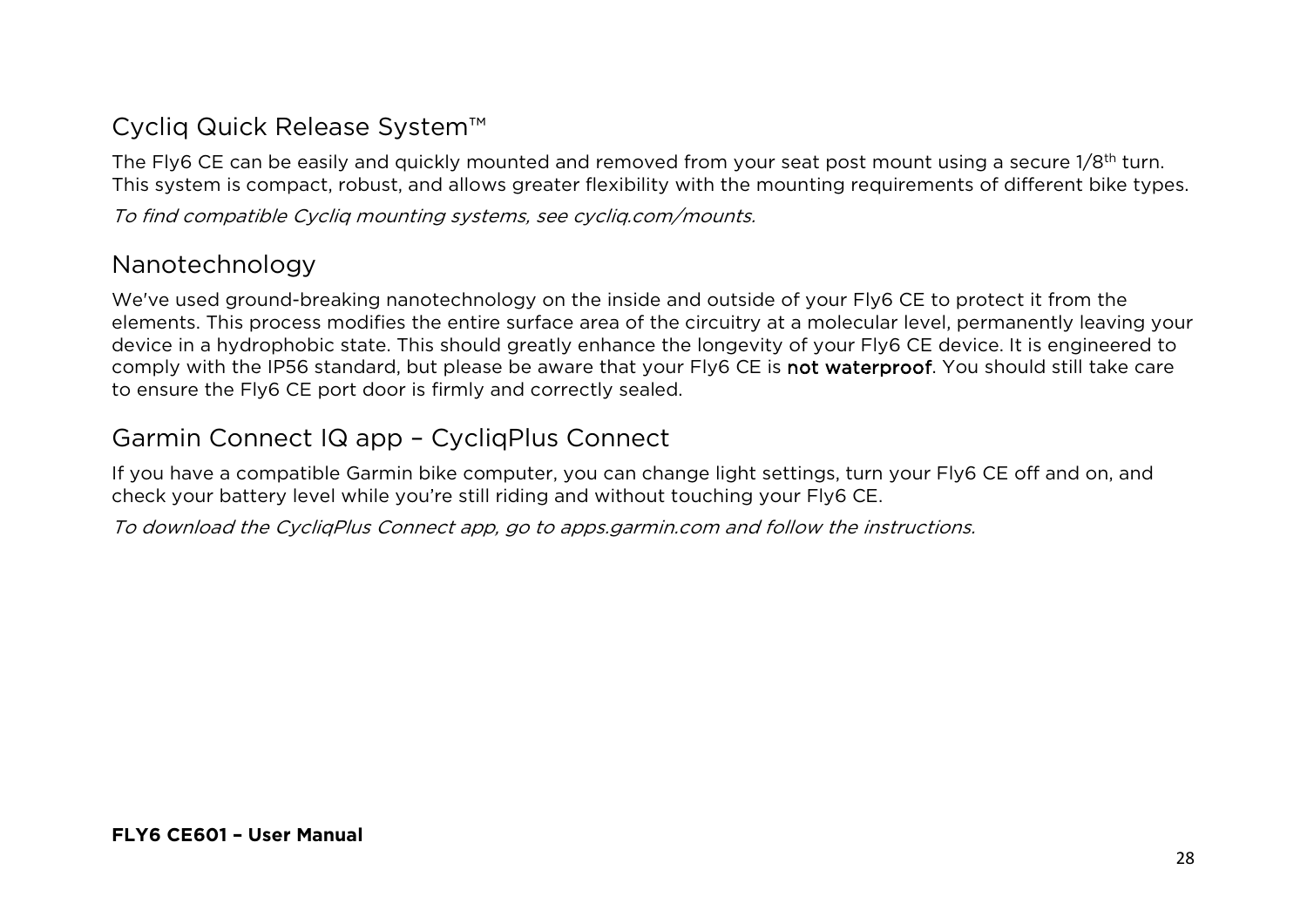## Cycliq Quick Release System™

The Fly6 CE can be easily and quickly mounted and removed from your seat post mount using a secure 1/8th turn. This system is compact, robust, and allows greater flexibility with the mounting requirements of different bike types.

*To find compatible Cycliq mounting systems, see cycliq.com/mounts.*

## Nanotechnology

We've used ground-breaking nanotechnology on the inside and outside of your Fly6 CE to protect it from the elements. This process modifies the entire surface area of the circuitry at a molecular level, permanently leaving your device in a hydrophobic state. This should greatly enhance the longevity of your Fly6 CE device. It is engineered to comply with the IP56 standard, but please be aware that your Fly6 CE is **not waterproof**. You should still take care to ensure the Fly6 CE port door is firmly and correctly sealed.

## Garmin Connect IQ app – CycliqPlus Connect

If you have a compatible Garmin bike computer, you can change light settings, turn your Fly6 CE off and on, and check your battery level while you're still riding and without touching your Fly6 CE.

*To download the CycliqPlus Connect app, go to apps.garmin.com and follow the instructions.*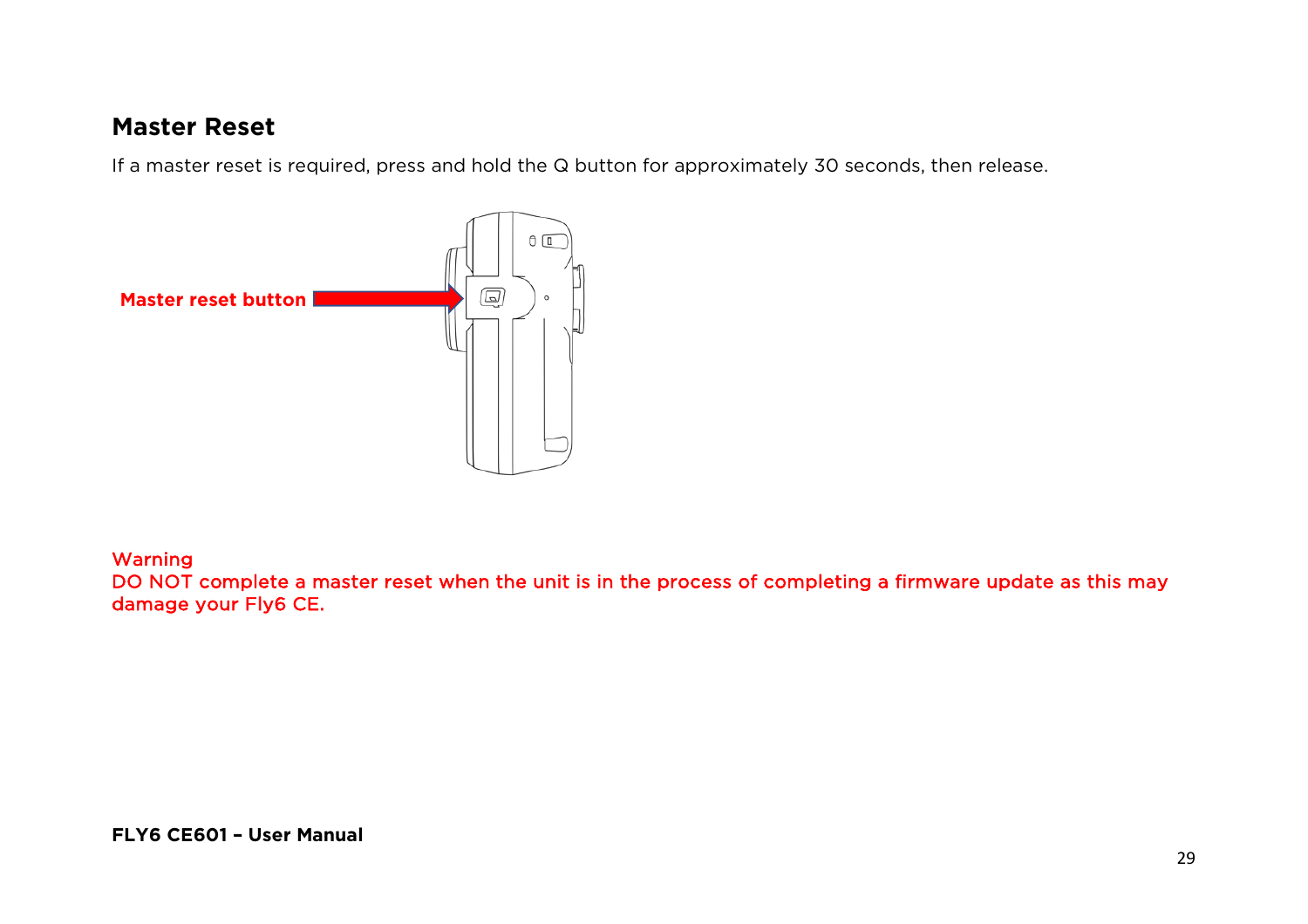## Master Reset

If a master reset is required, press and hold the Q button for approximately 30 seconds, then release.

Master reset button

Warning
DO NOT complete a master reset when the unit is in the process of completing a firmware update as this may damage your Fly6 CE.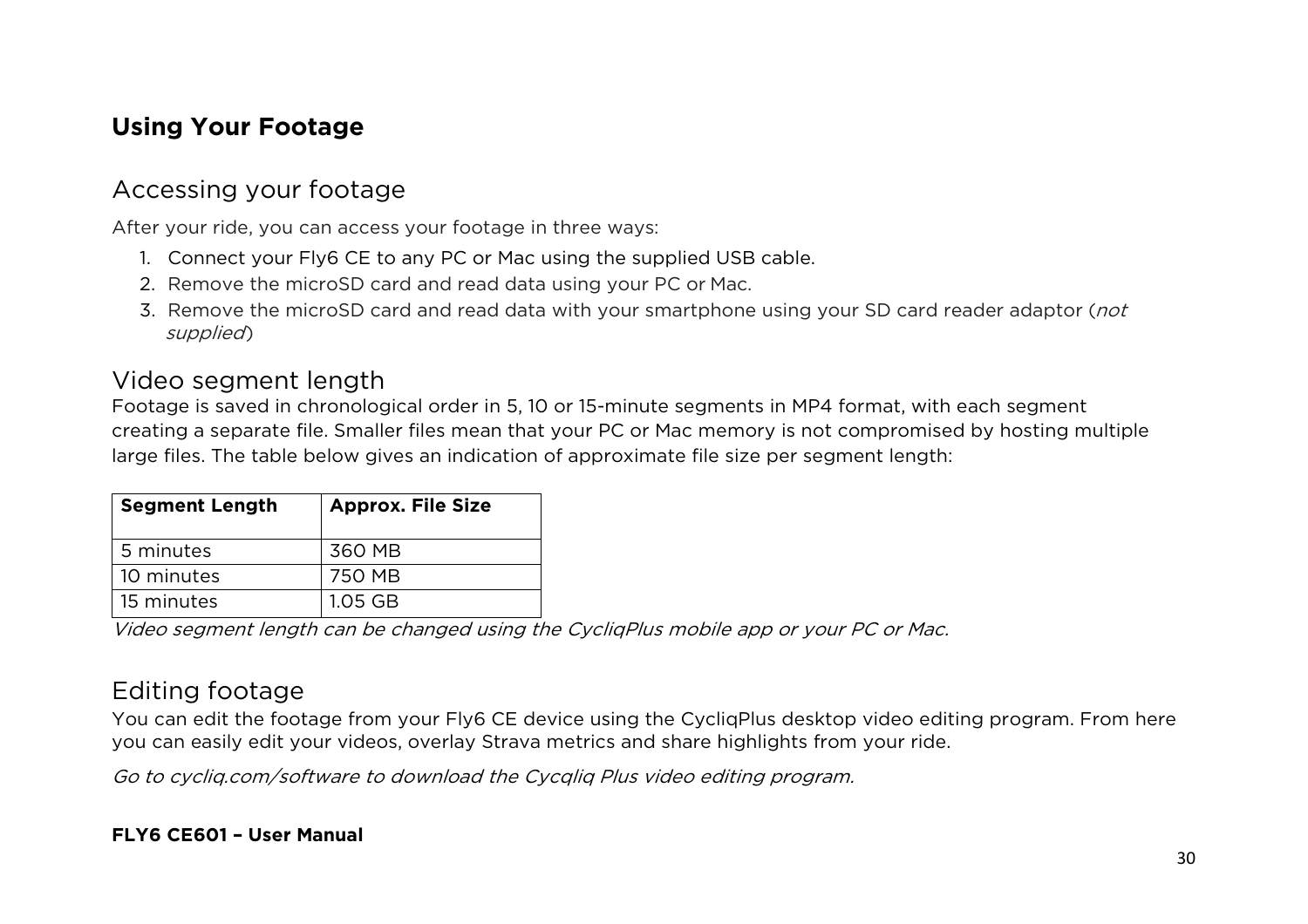# Using Your Footage

## Accessing your footage

After your ride, you can access your footage in three ways:

1. Connect your Fly6 CE to any PC or Mac using the supplied USB cable.
2. Remove the microSD card and read data using your PC or Mac.
3. Remove the microSD card and read data with your smartphone using your SD card reader adaptor (*not supplied*)

## Video segment length

Footage is saved in chronological order in 5, 10 or 15-minute segments in MP4 format, with each segment creating a separate file. Smaller files mean that your PC or Mac memory is not compromised by hosting multiple large files. The table below gives an indication of approximate file size per segment length:

| Segment Length | Approx. File Size |
|---|---|
| 5 minutes | 360 MB |
| 10 minutes | 750 MB |
| 15 minutes | 1.05 GB |

*Video segment length can be changed using the CycliqPlus mobile app or your PC or Mac.*

## Editing footage

You can edit the footage from your Fly6 CE device using the CycliqPlus desktop video editing program. From here you can easily edit your videos, overlay Strava metrics and share highlights from your ride.

*Go to cycliq.com/software to download the Cycqliq Plus video editing program.*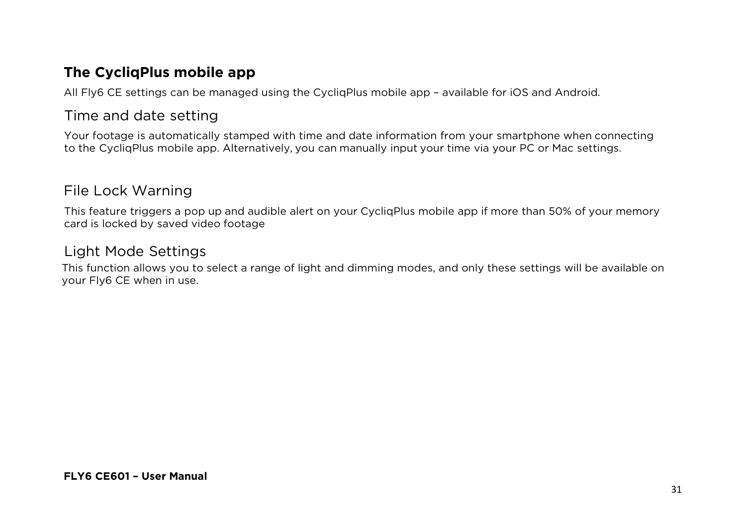## The CycliqPlus mobile app

All Fly6 CE settings can be managed using the CycliqPlus mobile app – available for iOS and Android.

### Time and date setting

Your footage is automatically stamped with time and date information from your smartphone when connecting to the CycliqPlus mobile app. Alternatively, you can manually input your time via your PC or Mac settings.

### File Lock Warning

This feature triggers a pop up and audible alert on your CycliqPlus mobile app if more than 50% of your memory card is locked by saved video footage

### Light Mode Settings

This function allows you to select a range of light and dimming modes, and only these settings will be available on your Fly6 CE when in use.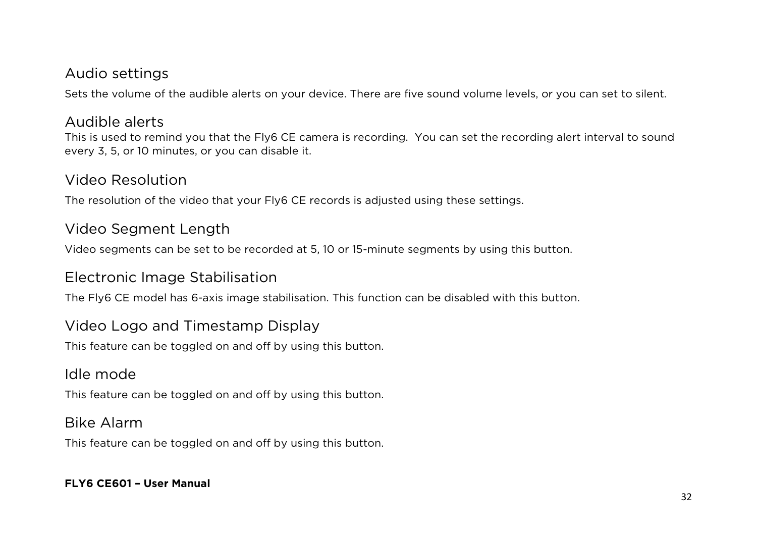## Audio settings

Sets the volume of the audible alerts on your device. There are five sound volume levels, or you can set to silent.

## Audible alerts

This is used to remind you that the Fly6 CE camera is recording. You can set the recording alert interval to sound every 3, 5, or 10 minutes, or you can disable it.

## Video Resolution

The resolution of the video that your Fly6 CE records is adjusted using these settings.

## Video Segment Length

Video segments can be set to be recorded at 5, 10 or 15-minute segments by using this button.

## Electronic Image Stabilisation

The Fly6 CE model has 6-axis image stabilisation. This function can be disabled with this button.

## Video Logo and Timestamp Display

This feature can be toggled on and off by using this button.

## Idle mode

This feature can be toggled on and off by using this button.

## Bike Alarm

This feature can be toggled on and off by using this button.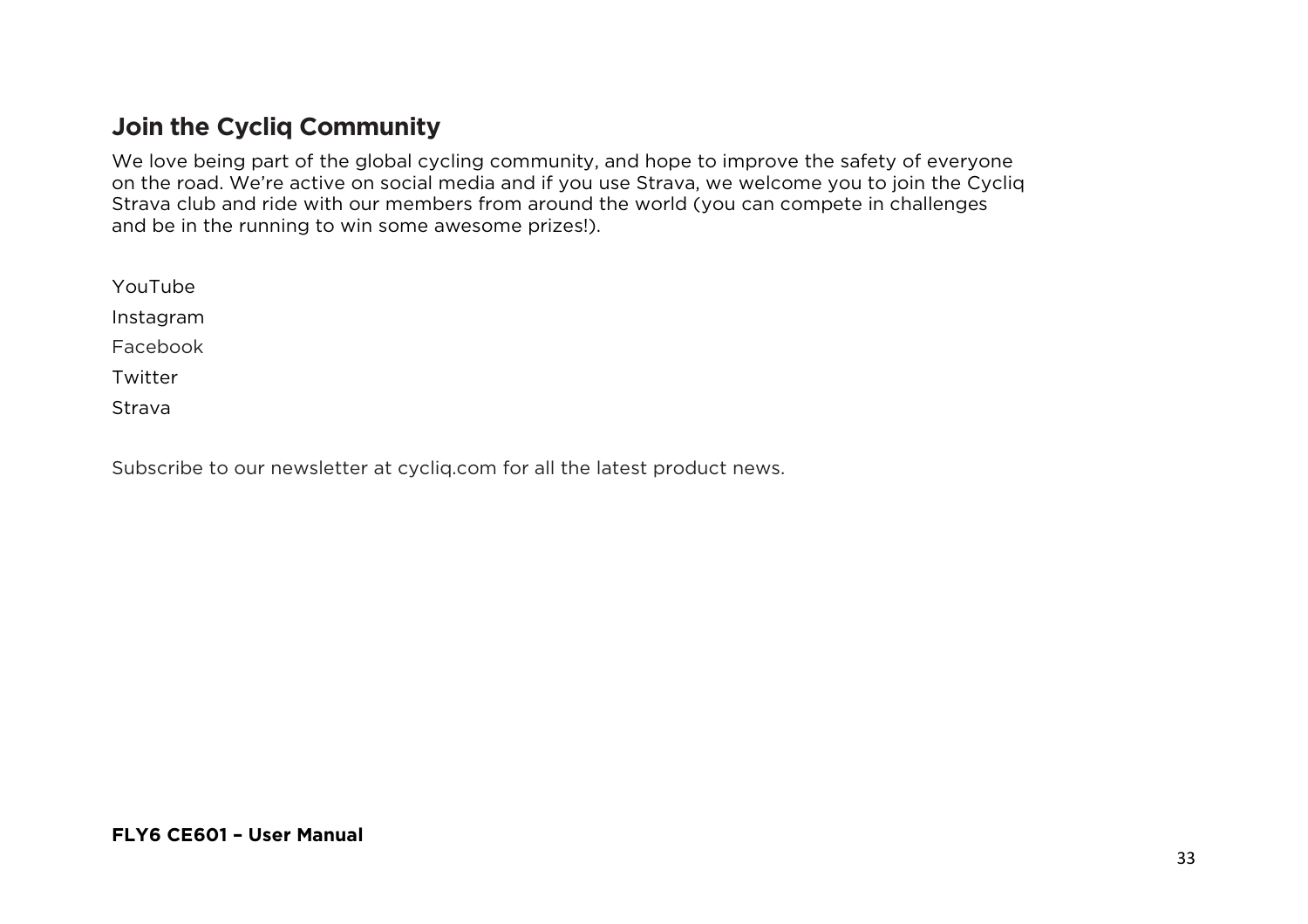## Join the Cycliq Community

We love being part of the global cycling community, and hope to improve the safety of everyone on the road. We're active on social media and if you use Strava, we welcome you to join the Cycliq Strava club and ride with our members from around the world (you can compete in challenges and be in the running to win some awesome prizes!).

YouTube

Instagram

Facebook

Twitter

Strava

Subscribe to our newsletter at cycliq.com for all the latest product news.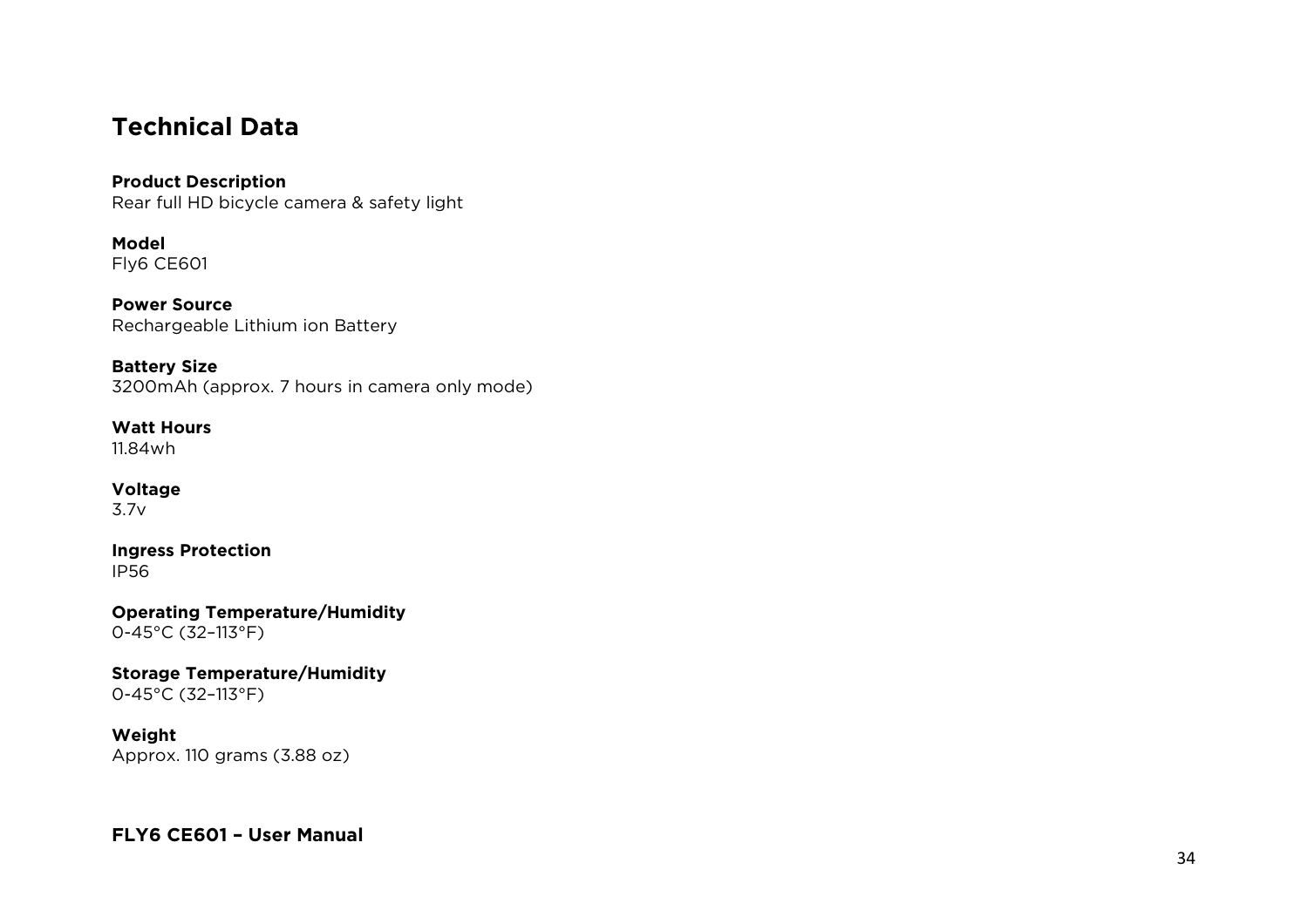# Technical Data

**Product Description**
Rear full HD bicycle camera & safety light

**Model**
Fly6 CE601

**Power Source**
Rechargeable Lithium ion Battery

**Battery Size**
3200mAh (approx. 7 hours in camera only mode)

**Watt Hours**
11.84wh

**Voltage**
3.7v

**Ingress Protection**
IP56

**Operating Temperature/Humidity**
0-45°C (32–113°F)

**Storage Temperature/Humidity**
0-45°C (32–113°F)

**Weight**
Approx. 110 grams (3.88 oz)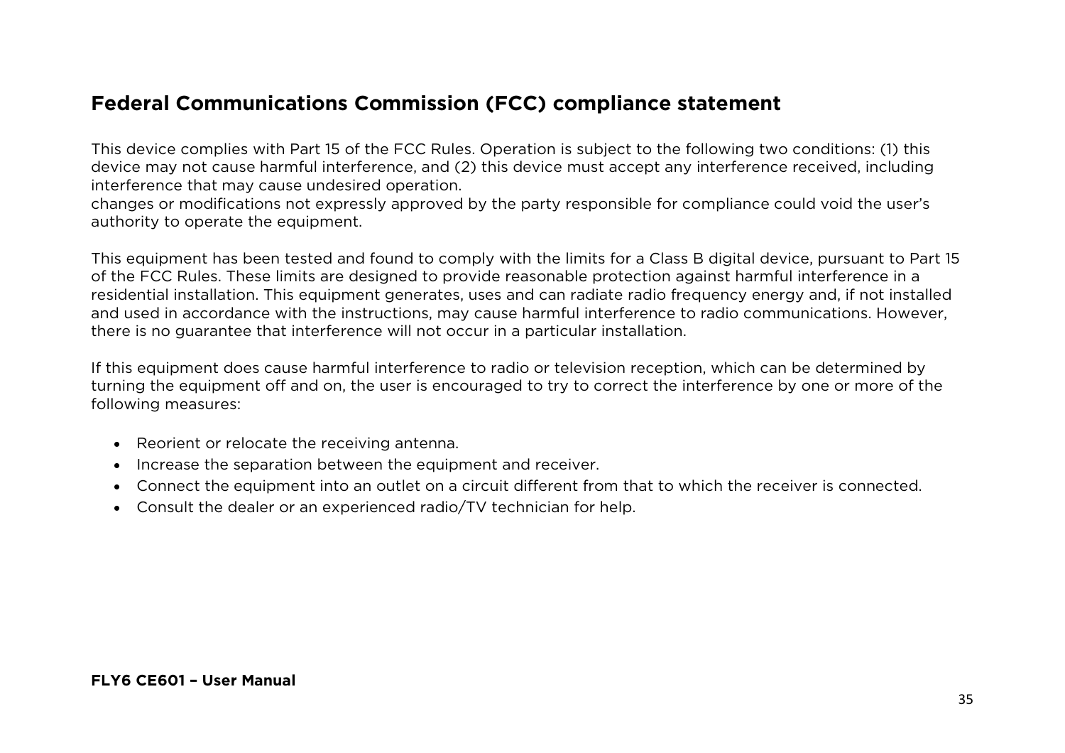## Federal Communications Commission (FCC) compliance statement

This device complies with Part 15 of the FCC Rules. Operation is subject to the following two conditions: (1) this device may not cause harmful interference, and (2) this device must accept any interference received, including interference that may cause undesired operation.
changes or modifications not expressly approved by the party responsible for compliance could void the user's authority to operate the equipment.

This equipment has been tested and found to comply with the limits for a Class B digital device, pursuant to Part 15 of the FCC Rules. These limits are designed to provide reasonable protection against harmful interference in a residential installation. This equipment generates, uses and can radiate radio frequency energy and, if not installed and used in accordance with the instructions, may cause harmful interference to radio communications. However, there is no guarantee that interference will not occur in a particular installation.

If this equipment does cause harmful interference to radio or television reception, which can be determined by turning the equipment off and on, the user is encouraged to try to correct the interference by one or more of the following measures:

- Reorient or relocate the receiving antenna.
- Increase the separation between the equipment and receiver.
- Connect the equipment into an outlet on a circuit different from that to which the receiver is connected.
- Consult the dealer or an experienced radio/TV technician for help.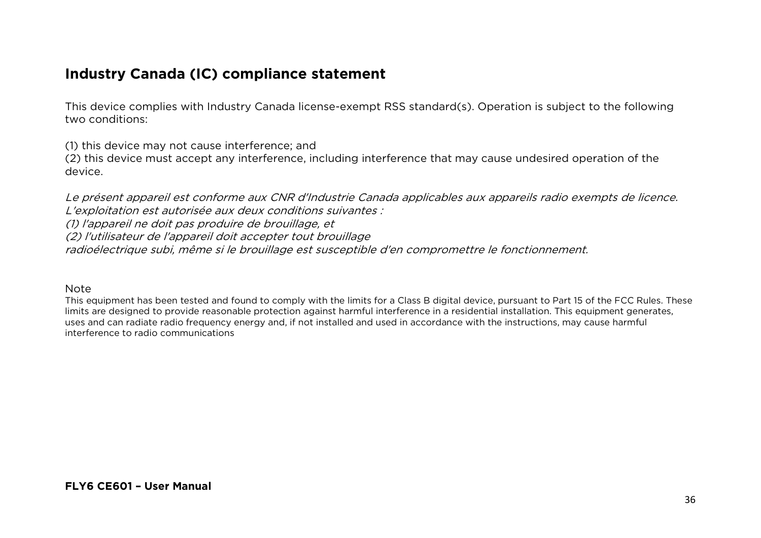## Industry Canada (IC) compliance statement

This device complies with Industry Canada license-exempt RSS standard(s). Operation is subject to the following two conditions:

(1) this device may not cause interference; and
(2) this device must accept any interference, including interference that may cause undesired operation of the device.

*Le présent appareil est conforme aux CNR d'Industrie Canada applicables aux appareils radio exempts de licence. L'exploitation est autorisée aux deux conditions suivantes :*
*(1) l'appareil ne doit pas produire de brouillage, et*
*(2) l'utilisateur de l'appareil doit accepter tout brouillage*
*radioélectrique subi, même si le brouillage est susceptible d'en compromettre le fonctionnement.*

Note
This equipment has been tested and found to comply with the limits for a Class B digital device, pursuant to Part 15 of the FCC Rules. These limits are designed to provide reasonable protection against harmful interference in a residential installation. This equipment generates, uses and can radiate radio frequency energy and, if not installed and used in accordance with the instructions, may cause harmful interference to radio communications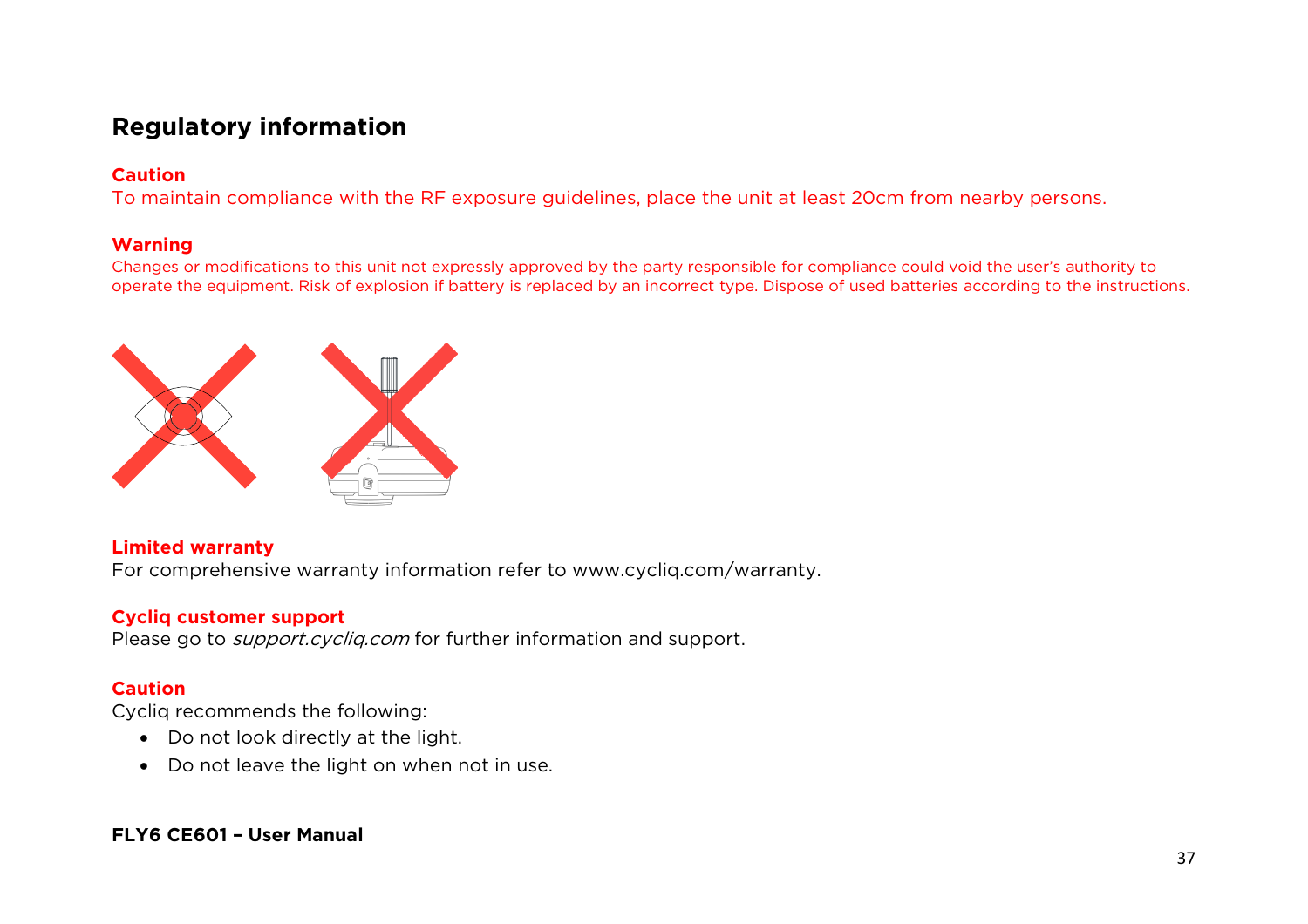# Regulatory information

**Caution**

To maintain compliance with the RF exposure guidelines, place the unit at least 20cm from nearby persons.

**Warning**

Changes or modifications to this unit not expressly approved by the party responsible for compliance could void the user's authority to operate the equipment. Risk of explosion if battery is replaced by an incorrect type. Dispose of used batteries according to the instructions.

**Limited warranty**

For comprehensive warranty information refer to www.cycliq.com/warranty.

**Cycliq customer support**

Please go to *support.cycliq.com* for further information and support.

**Caution**

Cycliq recommends the following:

- Do not look directly at the light.
- Do not leave the light on when not in use.

**FLY6 CE601 – User Manual**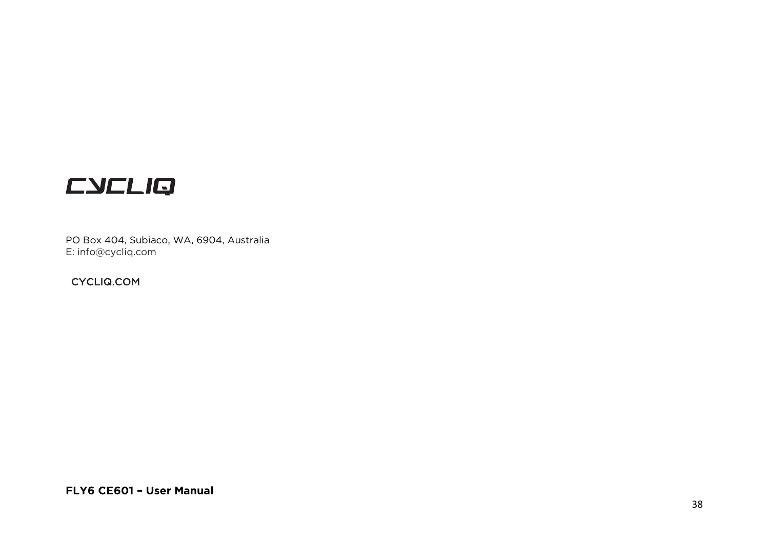CYCLIQ

PO Box 404, Subiaco, WA, 6904, Australia
E: info@cycliq.com

CYCLIQ.COM